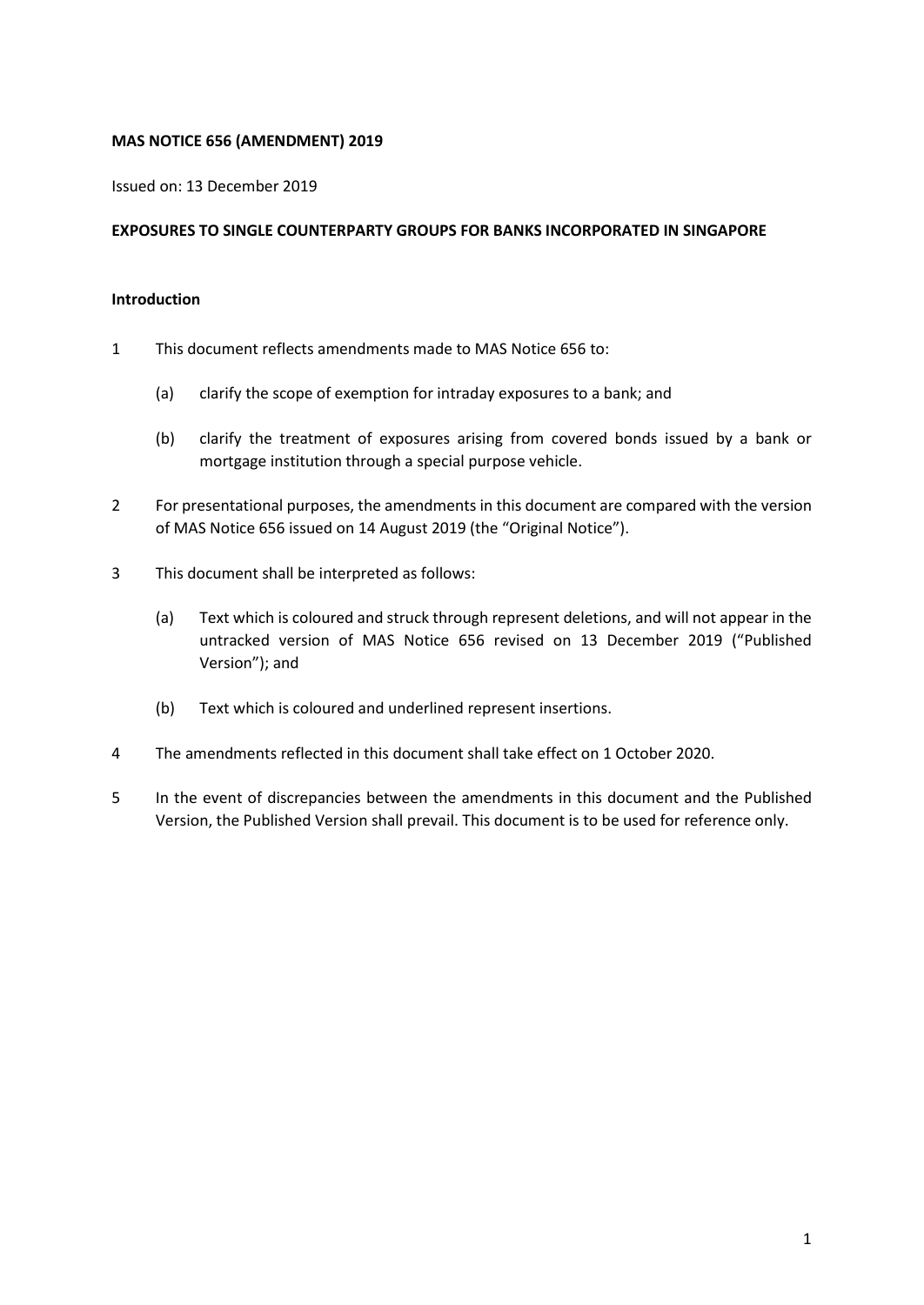**MAS NOTICE 656 (AMENDMENT) 2019**

Issued on: 13 December 2019

**EXPOSURES TO SINGLE COUNTERPARTY GROUPS FOR BANKS INCORPORATED IN SINGAPORE**

**Introduction**

1 This document reflects amendments made to MAS Notice 656 to:

   (a) clarify the scope of exemption for intraday exposures to a bank; and

   (b) clarify the treatment of exposures arising from covered bonds issued by a bank or mortgage institution through a special purpose vehicle.

2 For presentational purposes, the amendments in this document are compared with the version of MAS Notice 656 issued on 14 August 2019 (the "Original Notice").

3 This document shall be interpreted as follows:

   (a) Text which is coloured and struck through represent deletions, and will not appear in the untracked version of MAS Notice 656 revised on 13 December 2019 ("Published Version"); and

   (b) Text which is coloured and underlined represent insertions.

4 The amendments reflected in this document shall take effect on 1 October 2020.

5 In the event of discrepancies between the amendments in this document and the Published Version, the Published Version shall prevail. This document is to be used for reference only.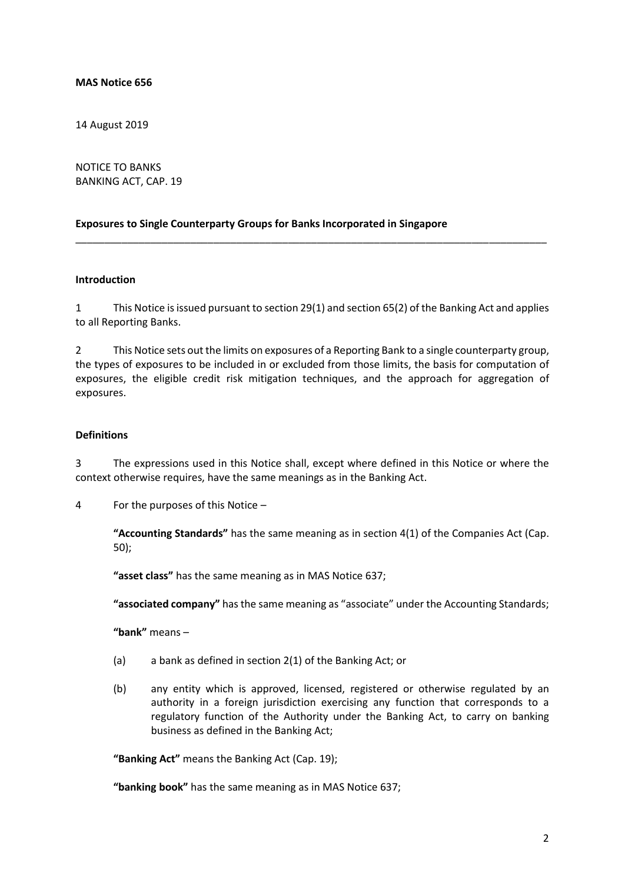**MAS Notice 656**

14 August 2019

NOTICE TO BANKS
BANKING ACT, CAP. 19

**Exposures to Single Counterparty Groups for Banks Incorporated in Singapore**

---

**Introduction**

1 This Notice is issued pursuant to section 29(1) and section 65(2) of the Banking Act and applies to all Reporting Banks.

2 This Notice sets out the limits on exposures of a Reporting Bank to a single counterparty group, the types of exposures to be included in or excluded from those limits, the basis for computation of exposures, the eligible credit risk mitigation techniques, and the approach for aggregation of exposures.

**Definitions**

3 The expressions used in this Notice shall, except where defined in this Notice or where the context otherwise requires, have the same meanings as in the Banking Act.

4 For the purposes of this Notice –

**"Accounting Standards"** has the same meaning as in section 4(1) of the Companies Act (Cap. 50);

**"asset class"** has the same meaning as in MAS Notice 637;

**"associated company"** has the same meaning as "associate" under the Accounting Standards;

**"bank"** means –

(a) a bank as defined in section 2(1) of the Banking Act; or

(b) any entity which is approved, licensed, registered or otherwise regulated by an authority in a foreign jurisdiction exercising any function that corresponds to a regulatory function of the Authority under the Banking Act, to carry on banking business as defined in the Banking Act;

**"Banking Act"** means the Banking Act (Cap. 19);

**"banking book"** has the same meaning as in MAS Notice 637;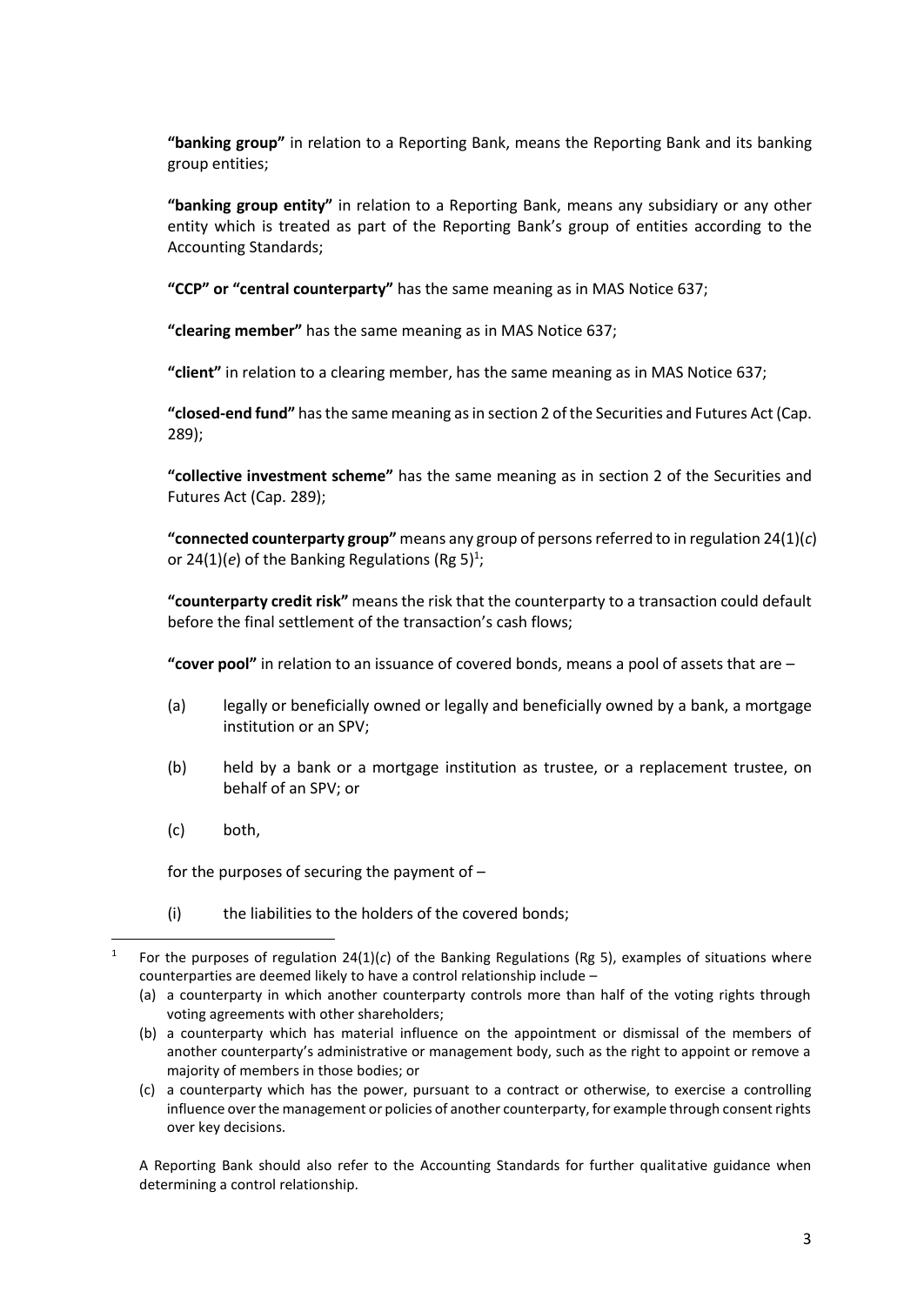**"banking group"** in relation to a Reporting Bank, means the Reporting Bank and its banking group entities;

**"banking group entity"** in relation to a Reporting Bank, means any subsidiary or any other entity which is treated as part of the Reporting Bank's group of entities according to the Accounting Standards;

**"CCP" or "central counterparty"** has the same meaning as in MAS Notice 637;

**"clearing member"** has the same meaning as in MAS Notice 637;

**"client"** in relation to a clearing member, has the same meaning as in MAS Notice 637;

**"closed-end fund"** has the same meaning as in section 2 of the Securities and Futures Act (Cap. 289);

**"collective investment scheme"** has the same meaning as in section 2 of the Securities and Futures Act (Cap. 289);

**"connected counterparty group"** means any group of persons referred to in regulation 24(1)(*c*) or 24(1)(*e*) of the Banking Regulations (Rg 5)[1];

**"counterparty credit risk"** means the risk that the counterparty to a transaction could default before the final settlement of the transaction's cash flows;

**"cover pool"** in relation to an issuance of covered bonds, means a pool of assets that are –

(a) legally or beneficially owned or legally and beneficially owned by a bank, a mortgage institution or an SPV;

(b) held by a bank or a mortgage institution as trustee, or a replacement trustee, on behalf of an SPV; or

(c) both,

for the purposes of securing the payment of –

(i) the liabilities to the holders of the covered bonds;

---

[1] For the purposes of regulation 24(1)(*c*) of the Banking Regulations (Rg 5), examples of situations where counterparties are deemed likely to have a control relationship include –

(a) a counterparty in which another counterparty controls more than half of the voting rights through voting agreements with other shareholders;

(b) a counterparty which has material influence on the appointment or dismissal of the members of another counterparty's administrative or management body, such as the right to appoint or remove a majority of members in those bodies; or

(c) a counterparty which has the power, pursuant to a contract or otherwise, to exercise a controlling influence over the management or policies of another counterparty, for example through consent rights over key decisions.

A Reporting Bank should also refer to the Accounting Standards for further qualitative guidance when determining a control relationship.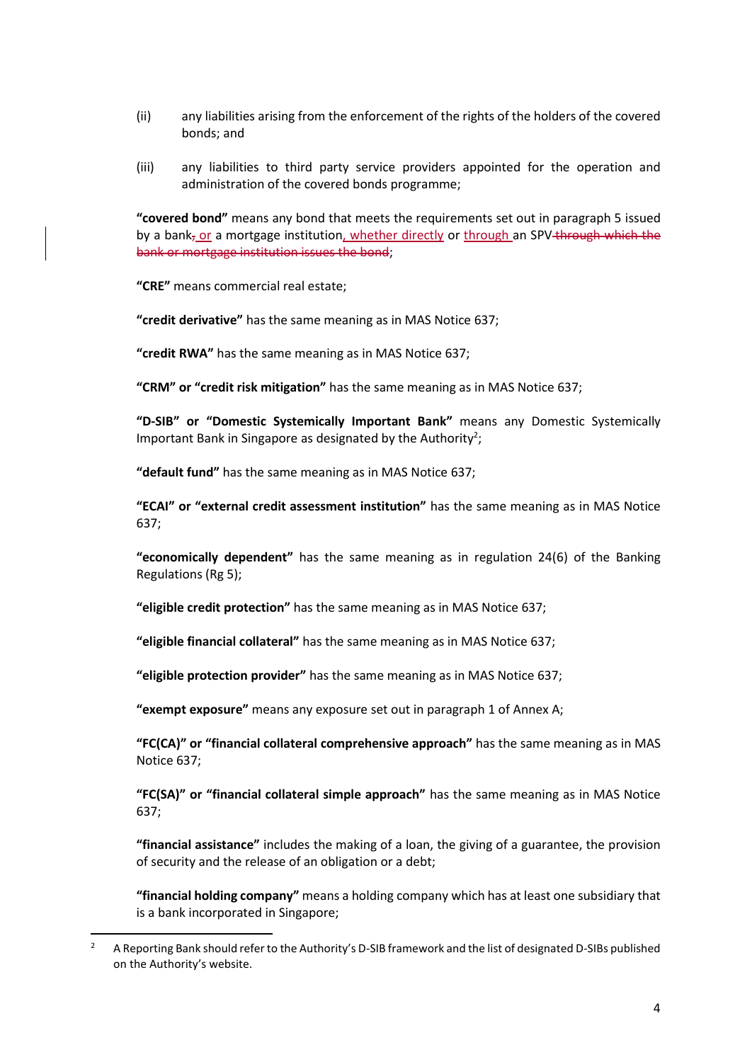(ii) any liabilities arising from the enforcement of the rights of the holders of the covered bonds; and

(iii) any liabilities to third party service providers appointed for the operation and administration of the covered bonds programme;

**"covered bond"** means any bond that meets the requirements set out in paragraph 5 issued by a bank~~,~~ or a mortgage institution, whether directly or through an SPV ~~through which the bank or mortgage institution issues the bond~~;

**"CRE"** means commercial real estate;

**"credit derivative"** has the same meaning as in MAS Notice 637;

**"credit RWA"** has the same meaning as in MAS Notice 637;

**"CRM" or "credit risk mitigation"** has the same meaning as in MAS Notice 637;

**"D-SIB" or "Domestic Systemically Important Bank"** means any Domestic Systemically Important Bank in Singapore as designated by the Authority[2];

**"default fund"** has the same meaning as in MAS Notice 637;

**"ECAI" or "external credit assessment institution"** has the same meaning as in MAS Notice 637;

**"economically dependent"** has the same meaning as in regulation 24(6) of the Banking Regulations (Rg 5);

**"eligible credit protection"** has the same meaning as in MAS Notice 637;

**"eligible financial collateral"** has the same meaning as in MAS Notice 637;

**"eligible protection provider"** has the same meaning as in MAS Notice 637;

**"exempt exposure"** means any exposure set out in paragraph 1 of Annex A;

**"FC(CA)" or "financial collateral comprehensive approach"** has the same meaning as in MAS Notice 637;

**"FC(SA)" or "financial collateral simple approach"** has the same meaning as in MAS Notice 637;

**"financial assistance"** includes the making of a loan, the giving of a guarantee, the provision of security and the release of an obligation or a debt;

**"financial holding company"** means a holding company which has at least one subsidiary that is a bank incorporated in Singapore;

---

[2] A Reporting Bank should refer to the Authority's D-SIB framework and the list of designated D-SIBs published on the Authority's website.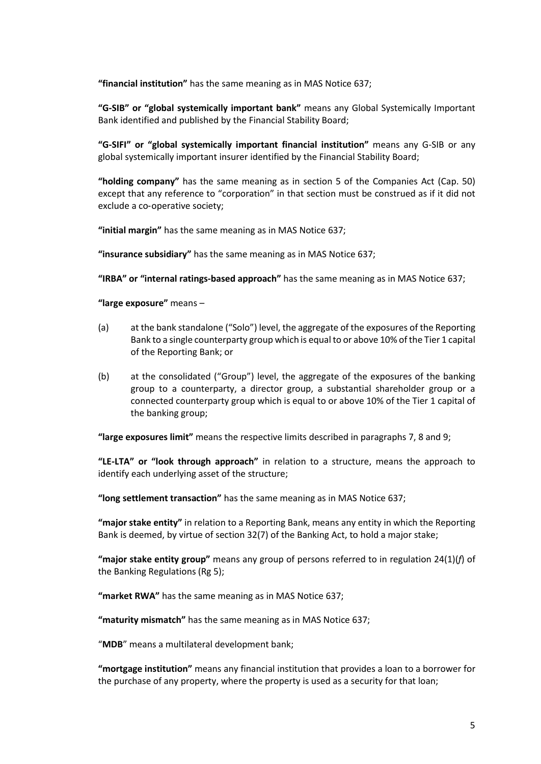**“financial institution”** has the same meaning as in MAS Notice 637;

**“G-SIB” or “global systemically important bank”** means any Global Systemically Important Bank identified and published by the Financial Stability Board;

**“G-SIFI” or “global systemically important financial institution”** means any G-SIB or any global systemically important insurer identified by the Financial Stability Board;

**“holding company”** has the same meaning as in section 5 of the Companies Act (Cap. 50) except that any reference to “corporation” in that section must be construed as if it did not exclude a co-operative society;

**“initial margin”** has the same meaning as in MAS Notice 637;

**“insurance subsidiary”** has the same meaning as in MAS Notice 637;

**“IRBA” or “internal ratings-based approach”** has the same meaning as in MAS Notice 637;

**“large exposure”** means –

(a) at the bank standalone (“Solo”) level, the aggregate of the exposures of the Reporting Bank to a single counterparty group which is equal to or above 10% of the Tier 1 capital of the Reporting Bank; or

(b) at the consolidated (“Group”) level, the aggregate of the exposures of the banking group to a counterparty, a director group, a substantial shareholder group or a connected counterparty group which is equal to or above 10% of the Tier 1 capital of the banking group;

**“large exposures limit”** means the respective limits described in paragraphs 7, 8 and 9;

**“LE-LTA” or “look through approach”** in relation to a structure, means the approach to identify each underlying asset of the structure;

**“long settlement transaction”** has the same meaning as in MAS Notice 637;

**“major stake entity”** in relation to a Reporting Bank, means any entity in which the Reporting Bank is deemed, by virtue of section 32(7) of the Banking Act, to hold a major stake;

**“major stake entity group”** means any group of persons referred to in regulation 24(1)(*f*) of the Banking Regulations (Rg 5);

**“market RWA”** has the same meaning as in MAS Notice 637;

**“maturity mismatch”** has the same meaning as in MAS Notice 637;

“**MDB**” means a multilateral development bank;

**“mortgage institution”** means any financial institution that provides a loan to a borrower for the purchase of any property, where the property is used as a security for that loan;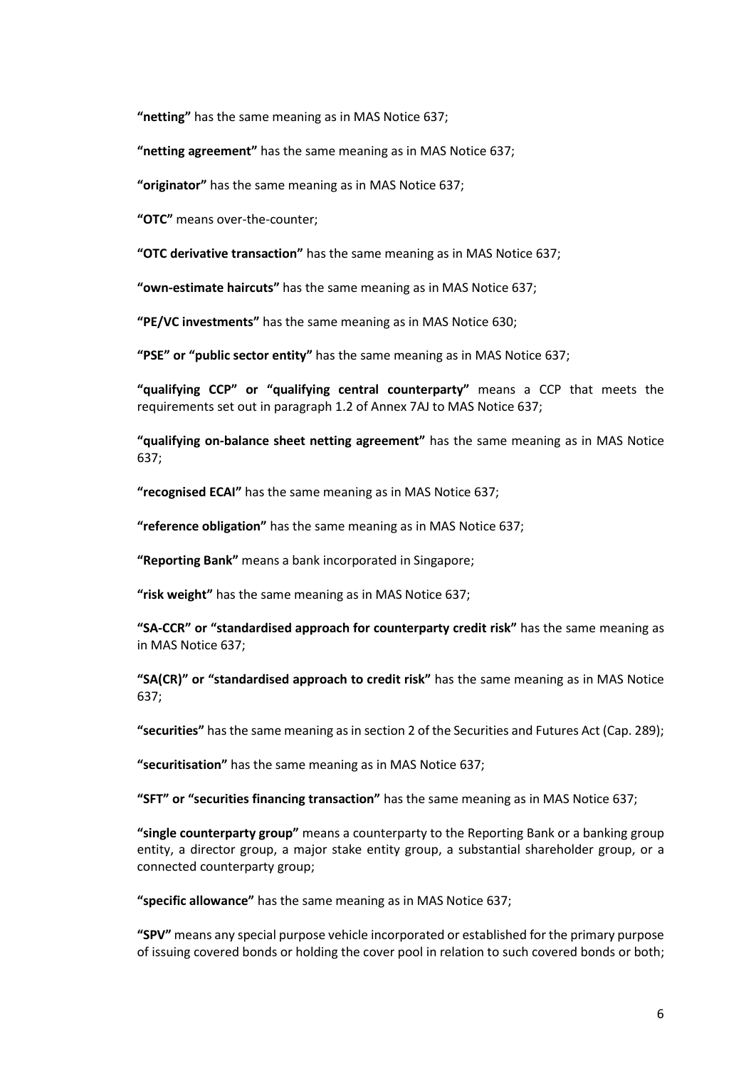**"netting"** has the same meaning as in MAS Notice 637;

**"netting agreement"** has the same meaning as in MAS Notice 637;

**"originator"** has the same meaning as in MAS Notice 637;

**"OTC"** means over-the-counter;

**"OTC derivative transaction"** has the same meaning as in MAS Notice 637;

**"own-estimate haircuts"** has the same meaning as in MAS Notice 637;

**"PE/VC investments"** has the same meaning as in MAS Notice 630;

**"PSE" or "public sector entity"** has the same meaning as in MAS Notice 637;

**"qualifying CCP" or "qualifying central counterparty"** means a CCP that meets the requirements set out in paragraph 1.2 of Annex 7AJ to MAS Notice 637;

**"qualifying on-balance sheet netting agreement"** has the same meaning as in MAS Notice 637;

**"recognised ECAI"** has the same meaning as in MAS Notice 637;

**"reference obligation"** has the same meaning as in MAS Notice 637;

**"Reporting Bank"** means a bank incorporated in Singapore;

**"risk weight"** has the same meaning as in MAS Notice 637;

**"SA-CCR" or "standardised approach for counterparty credit risk"** has the same meaning as in MAS Notice 637;

**"SA(CR)" or "standardised approach to credit risk"** has the same meaning as in MAS Notice 637;

**"securities"** has the same meaning as in section 2 of the Securities and Futures Act (Cap. 289);

**"securitisation"** has the same meaning as in MAS Notice 637;

**"SFT" or "securities financing transaction"** has the same meaning as in MAS Notice 637;

**"single counterparty group"** means a counterparty to the Reporting Bank or a banking group entity, a director group, a major stake entity group, a substantial shareholder group, or a connected counterparty group;

**"specific allowance"** has the same meaning as in MAS Notice 637;

**"SPV"** means any special purpose vehicle incorporated or established for the primary purpose of issuing covered bonds or holding the cover pool in relation to such covered bonds or both;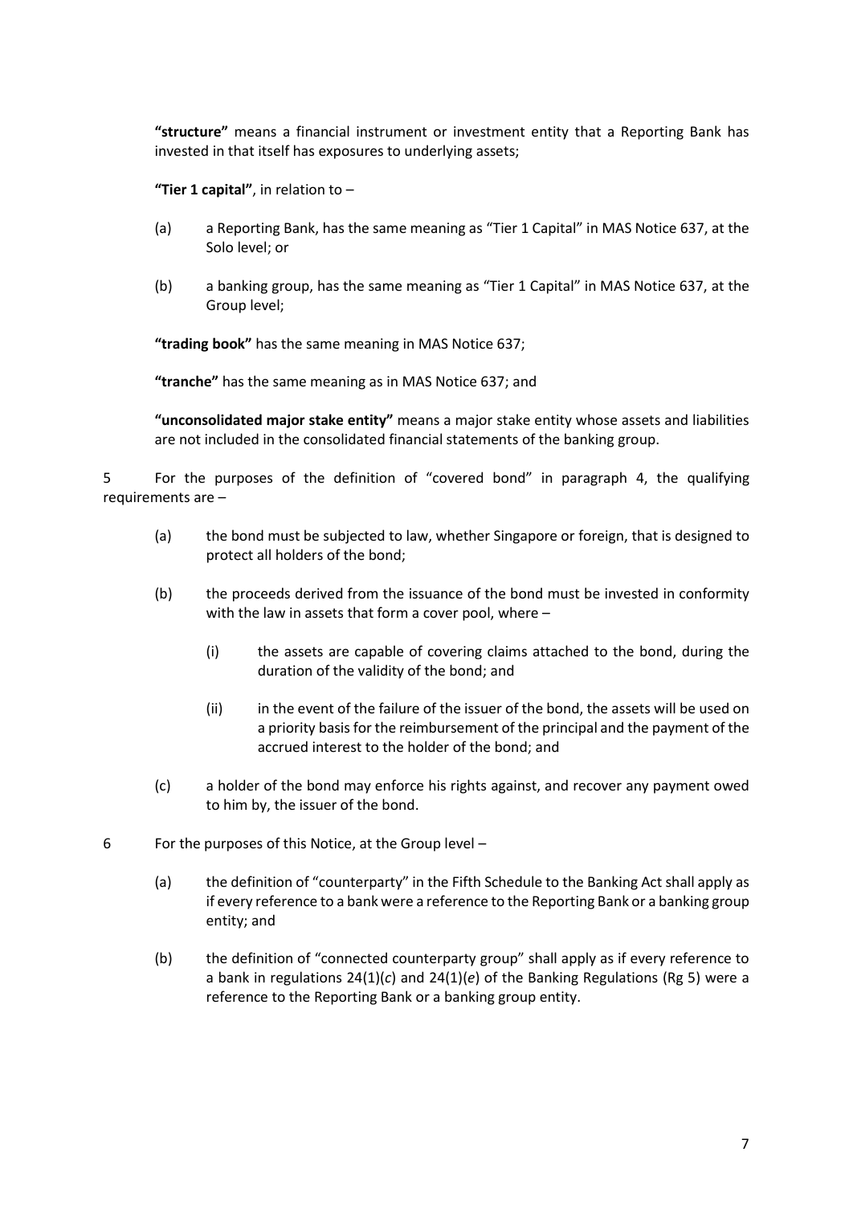**"structure"** means a financial instrument or investment entity that a Reporting Bank has invested in that itself has exposures to underlying assets;

**"Tier 1 capital"**, in relation to –

(a) a Reporting Bank, has the same meaning as "Tier 1 Capital" in MAS Notice 637, at the Solo level; or

(b) a banking group, has the same meaning as "Tier 1 Capital" in MAS Notice 637, at the Group level;

**"trading book"** has the same meaning in MAS Notice 637;

**"tranche"** has the same meaning as in MAS Notice 637; and

**"unconsolidated major stake entity"** means a major stake entity whose assets and liabilities are not included in the consolidated financial statements of the banking group.

5 For the purposes of the definition of "covered bond" in paragraph 4, the qualifying requirements are –

(a) the bond must be subjected to law, whether Singapore or foreign, that is designed to protect all holders of the bond;

(b) the proceeds derived from the issuance of the bond must be invested in conformity with the law in assets that form a cover pool, where –

 (i) the assets are capable of covering claims attached to the bond, during the duration of the validity of the bond; and

 (ii) in the event of the failure of the issuer of the bond, the assets will be used on a priority basis for the reimbursement of the principal and the payment of the accrued interest to the holder of the bond; and

(c) a holder of the bond may enforce his rights against, and recover any payment owed to him by, the issuer of the bond.

6 For the purposes of this Notice, at the Group level –

(a) the definition of "counterparty" in the Fifth Schedule to the Banking Act shall apply as if every reference to a bank were a reference to the Reporting Bank or a banking group entity; and

(b) the definition of "connected counterparty group" shall apply as if every reference to a bank in regulations 24(1)(*c*) and 24(1)(*e*) of the Banking Regulations (Rg 5) were a reference to the Reporting Bank or a banking group entity.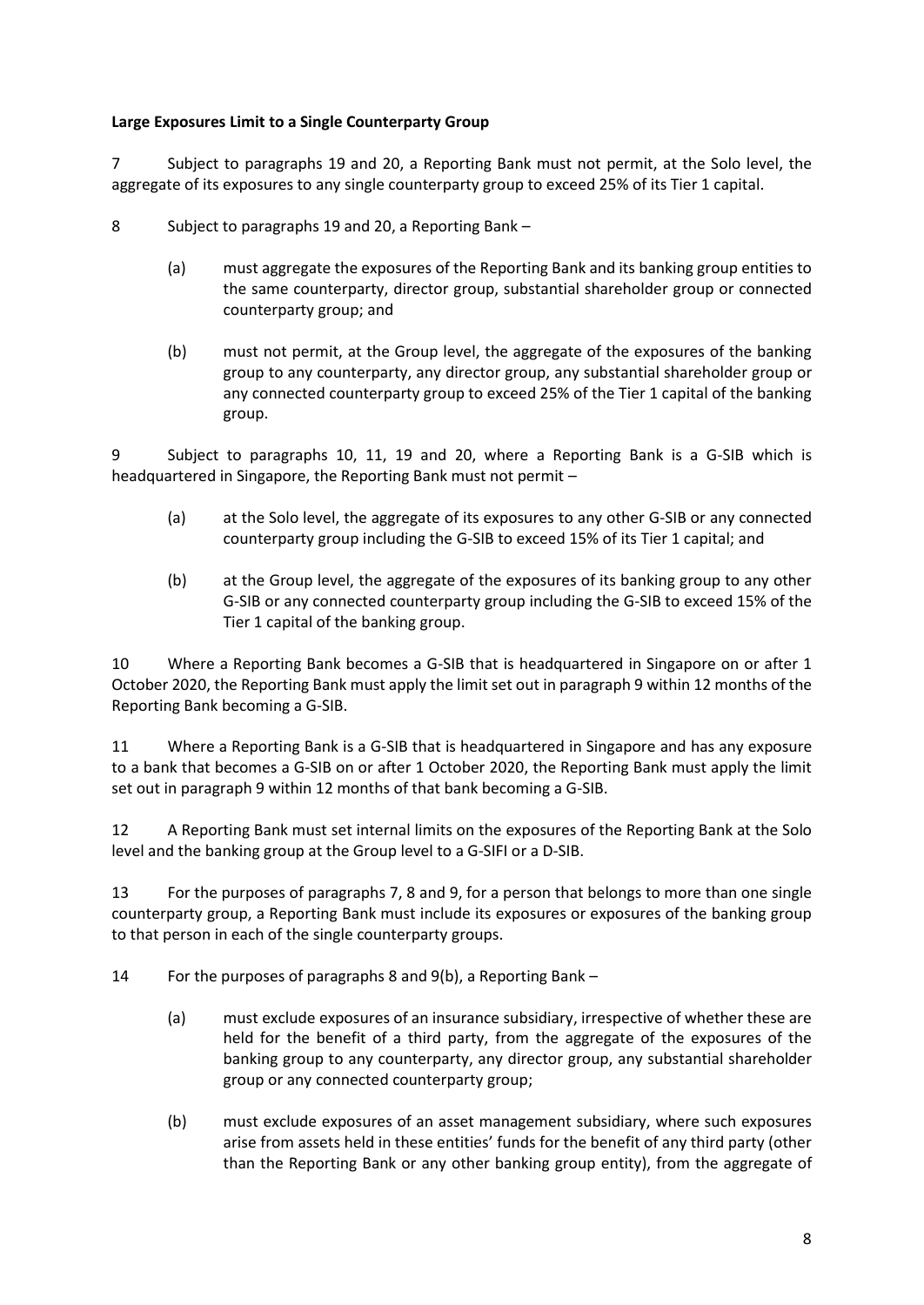**Large Exposures Limit to a Single Counterparty Group**

7 Subject to paragraphs 19 and 20, a Reporting Bank must not permit, at the Solo level, the aggregate of its exposures to any single counterparty group to exceed 25% of its Tier 1 capital.

8 Subject to paragraphs 19 and 20, a Reporting Bank –

(a) must aggregate the exposures of the Reporting Bank and its banking group entities to the same counterparty, director group, substantial shareholder group or connected counterparty group; and

(b) must not permit, at the Group level, the aggregate of the exposures of the banking group to any counterparty, any director group, any substantial shareholder group or any connected counterparty group to exceed 25% of the Tier 1 capital of the banking group.

9 Subject to paragraphs 10, 11, 19 and 20, where a Reporting Bank is a G-SIB which is headquartered in Singapore, the Reporting Bank must not permit –

(a) at the Solo level, the aggregate of its exposures to any other G-SIB or any connected counterparty group including the G-SIB to exceed 15% of its Tier 1 capital; and

(b) at the Group level, the aggregate of the exposures of its banking group to any other G-SIB or any connected counterparty group including the G-SIB to exceed 15% of the Tier 1 capital of the banking group.

10 Where a Reporting Bank becomes a G-SIB that is headquartered in Singapore on or after 1 October 2020, the Reporting Bank must apply the limit set out in paragraph 9 within 12 months of the Reporting Bank becoming a G-SIB.

11 Where a Reporting Bank is a G-SIB that is headquartered in Singapore and has any exposure to a bank that becomes a G-SIB on or after 1 October 2020, the Reporting Bank must apply the limit set out in paragraph 9 within 12 months of that bank becoming a G-SIB.

12 A Reporting Bank must set internal limits on the exposures of the Reporting Bank at the Solo level and the banking group at the Group level to a G-SIFI or a D-SIB.

13 For the purposes of paragraphs 7, 8 and 9, for a person that belongs to more than one single counterparty group, a Reporting Bank must include its exposures or exposures of the banking group to that person in each of the single counterparty groups.

14 For the purposes of paragraphs 8 and 9(b), a Reporting Bank –

(a) must exclude exposures of an insurance subsidiary, irrespective of whether these are held for the benefit of a third party, from the aggregate of the exposures of the banking group to any counterparty, any director group, any substantial shareholder group or any connected counterparty group;

(b) must exclude exposures of an asset management subsidiary, where such exposures arise from assets held in these entities' funds for the benefit of any third party (other than the Reporting Bank or any other banking group entity), from the aggregate of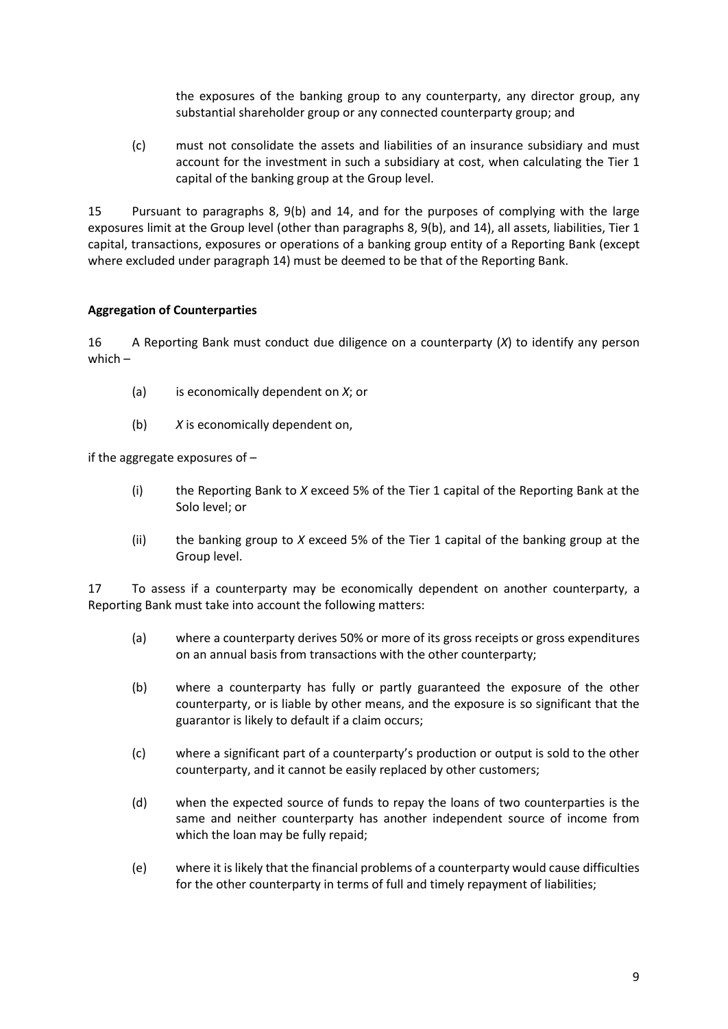the exposures of the banking group to any counterparty, any director group, any substantial shareholder group or any connected counterparty group; and

(c) must not consolidate the assets and liabilities of an insurance subsidiary and must account for the investment in such a subsidiary at cost, when calculating the Tier 1 capital of the banking group at the Group level.

15 Pursuant to paragraphs 8, 9(b) and 14, and for the purposes of complying with the large exposures limit at the Group level (other than paragraphs 8, 9(b), and 14), all assets, liabilities, Tier 1 capital, transactions, exposures or operations of a banking group entity of a Reporting Bank (except where excluded under paragraph 14) must be deemed to be that of the Reporting Bank.

**Aggregation of Counterparties**

16 A Reporting Bank must conduct due diligence on a counterparty (*X*) to identify any person which –

(a) is economically dependent on *X*; or

(b) *X* is economically dependent on,

if the aggregate exposures of –

(i) the Reporting Bank to *X* exceed 5% of the Tier 1 capital of the Reporting Bank at the Solo level; or

(ii) the banking group to *X* exceed 5% of the Tier 1 capital of the banking group at the Group level.

17 To assess if a counterparty may be economically dependent on another counterparty, a Reporting Bank must take into account the following matters:

(a) where a counterparty derives 50% or more of its gross receipts or gross expenditures on an annual basis from transactions with the other counterparty;

(b) where a counterparty has fully or partly guaranteed the exposure of the other counterparty, or is liable by other means, and the exposure is so significant that the guarantor is likely to default if a claim occurs;

(c) where a significant part of a counterparty's production or output is sold to the other counterparty, and it cannot be easily replaced by other customers;

(d) when the expected source of funds to repay the loans of two counterparties is the same and neither counterparty has another independent source of income from which the loan may be fully repaid;

(e) where it is likely that the financial problems of a counterparty would cause difficulties for the other counterparty in terms of full and timely repayment of liabilities;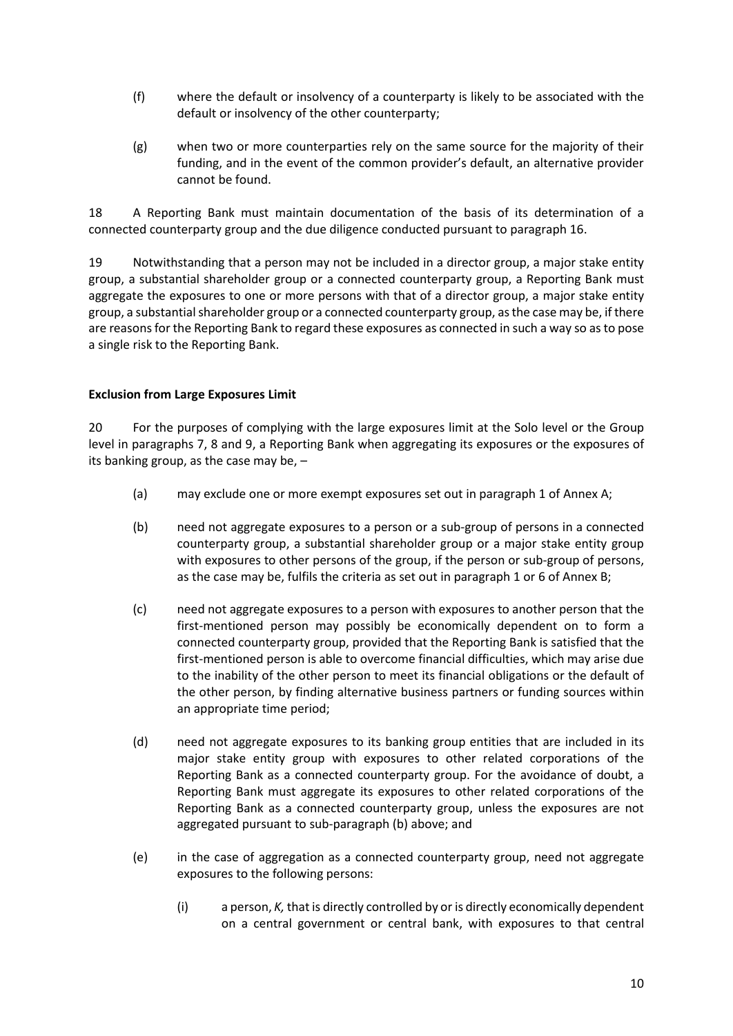(f) where the default or insolvency of a counterparty is likely to be associated with the default or insolvency of the other counterparty;

(g) when two or more counterparties rely on the same source for the majority of their funding, and in the event of the common provider's default, an alternative provider cannot be found.

18 A Reporting Bank must maintain documentation of the basis of its determination of a connected counterparty group and the due diligence conducted pursuant to paragraph 16.

19 Notwithstanding that a person may not be included in a director group, a major stake entity group, a substantial shareholder group or a connected counterparty group, a Reporting Bank must aggregate the exposures to one or more persons with that of a director group, a major stake entity group, a substantial shareholder group or a connected counterparty group, as the case may be, if there are reasons for the Reporting Bank to regard these exposures as connected in such a way so as to pose a single risk to the Reporting Bank.

**Exclusion from Large Exposures Limit**

20 For the purposes of complying with the large exposures limit at the Solo level or the Group level in paragraphs 7, 8 and 9, a Reporting Bank when aggregating its exposures or the exposures of its banking group, as the case may be, –

(a) may exclude one or more exempt exposures set out in paragraph 1 of Annex A;

(b) need not aggregate exposures to a person or a sub-group of persons in a connected counterparty group, a substantial shareholder group or a major stake entity group with exposures to other persons of the group, if the person or sub-group of persons, as the case may be, fulfils the criteria as set out in paragraph 1 or 6 of Annex B;

(c) need not aggregate exposures to a person with exposures to another person that the first-mentioned person may possibly be economically dependent on to form a connected counterparty group, provided that the Reporting Bank is satisfied that the first-mentioned person is able to overcome financial difficulties, which may arise due to the inability of the other person to meet its financial obligations or the default of the other person, by finding alternative business partners or funding sources within an appropriate time period;

(d) need not aggregate exposures to its banking group entities that are included in its major stake entity group with exposures to other related corporations of the Reporting Bank as a connected counterparty group. For the avoidance of doubt, a Reporting Bank must aggregate its exposures to other related corporations of the Reporting Bank as a connected counterparty group, unless the exposures are not aggregated pursuant to sub-paragraph (b) above; and

(e) in the case of aggregation as a connected counterparty group, need not aggregate exposures to the following persons:

(i) a person, *K,* that is directly controlled by or is directly economically dependent on a central government or central bank, with exposures to that central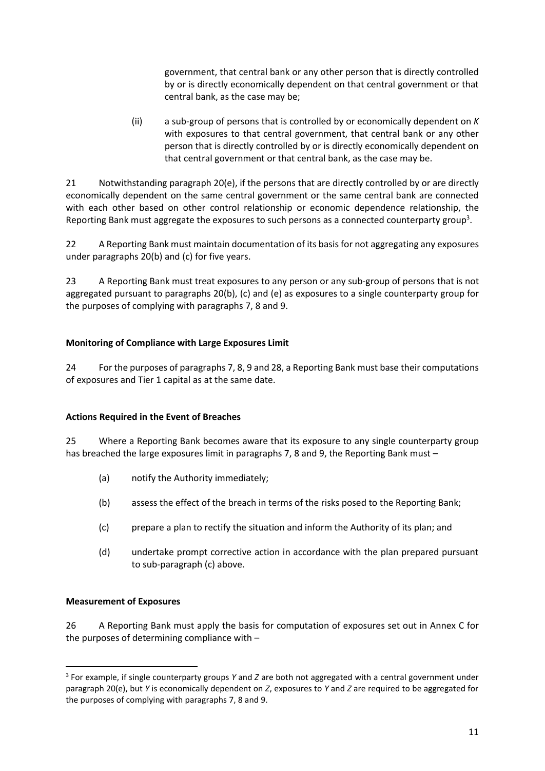government, that central bank or any other person that is directly controlled by or is directly economically dependent on that central government or that central bank, as the case may be;

(ii) a sub-group of persons that is controlled by or economically dependent on *K* with exposures to that central government, that central bank or any other person that is directly controlled by or is directly economically dependent on that central government or that central bank, as the case may be.

21 Notwithstanding paragraph 20(e), if the persons that are directly controlled by or are directly economically dependent on the same central government or the same central bank are connected with each other based on other control relationship or economic dependence relationship, the Reporting Bank must aggregate the exposures to such persons as a connected counterparty group[3].

22 A Reporting Bank must maintain documentation of its basis for not aggregating any exposures under paragraphs 20(b) and (c) for five years.

23 A Reporting Bank must treat exposures to any person or any sub-group of persons that is not aggregated pursuant to paragraphs 20(b), (c) and (e) as exposures to a single counterparty group for the purposes of complying with paragraphs 7, 8 and 9.

**Monitoring of Compliance with Large Exposures Limit**

24 For the purposes of paragraphs 7, 8, 9 and 28, a Reporting Bank must base their computations of exposures and Tier 1 capital as at the same date.

**Actions Required in the Event of Breaches**

25 Where a Reporting Bank becomes aware that its exposure to any single counterparty group has breached the large exposures limit in paragraphs 7, 8 and 9, the Reporting Bank must –

(a) notify the Authority immediately;

(b) assess the effect of the breach in terms of the risks posed to the Reporting Bank;

(c) prepare a plan to rectify the situation and inform the Authority of its plan; and

(d) undertake prompt corrective action in accordance with the plan prepared pursuant to sub-paragraph (c) above.

**Measurement of Exposures**

26 A Reporting Bank must apply the basis for computation of exposures set out in Annex C for the purposes of determining compliance with –

[3] For example, if single counterparty groups *Y* and *Z* are both not aggregated with a central government under paragraph 20(e), but *Y* is economically dependent on *Z*, exposures to *Y* and *Z* are required to be aggregated for the purposes of complying with paragraphs 7, 8 and 9.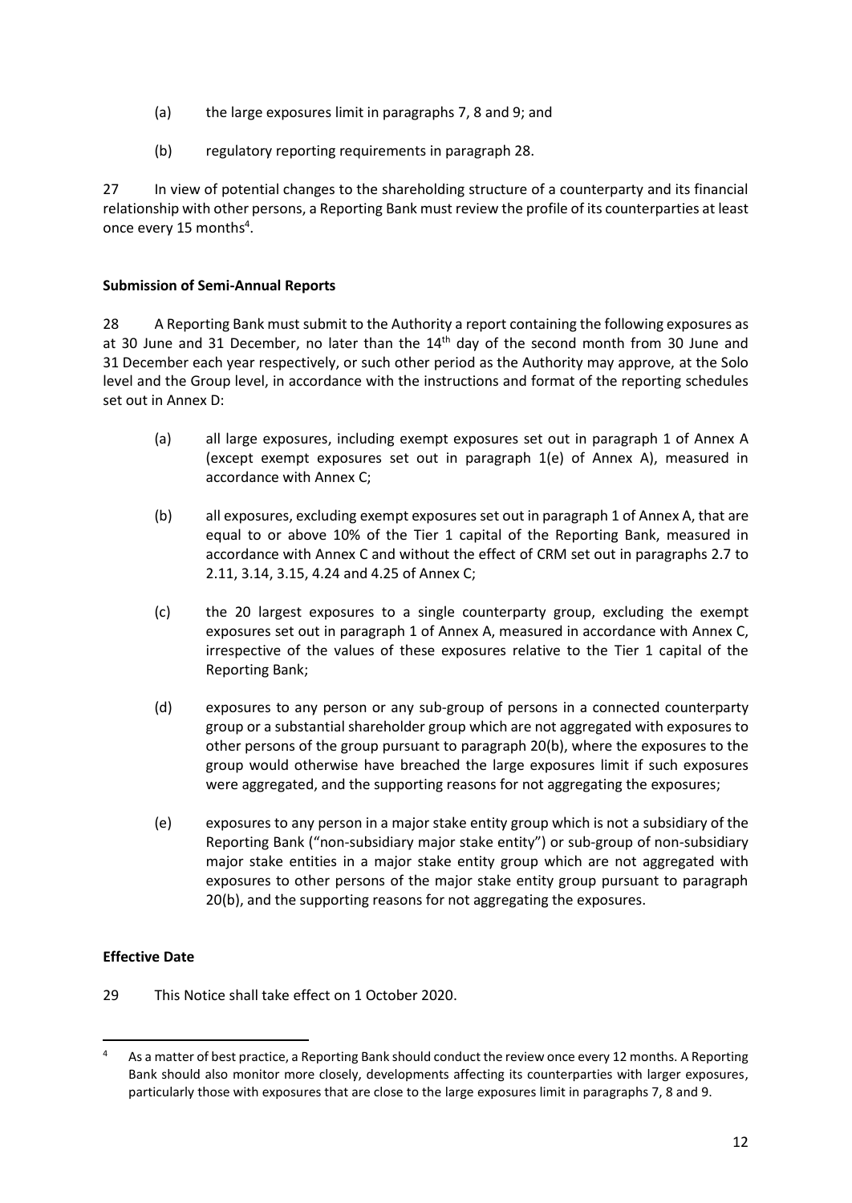(a) the large exposures limit in paragraphs 7, 8 and 9; and

(b) regulatory reporting requirements in paragraph 28.

27 In view of potential changes to the shareholding structure of a counterparty and its financial relationship with other persons, a Reporting Bank must review the profile of its counterparties at least once every 15 months[4].

**Submission of Semi-Annual Reports**

28 A Reporting Bank must submit to the Authority a report containing the following exposures as at 30 June and 31 December, no later than the 14th day of the second month from 30 June and 31 December each year respectively, or such other period as the Authority may approve, at the Solo level and the Group level, in accordance with the instructions and format of the reporting schedules set out in Annex D:

(a) all large exposures, including exempt exposures set out in paragraph 1 of Annex A (except exempt exposures set out in paragraph 1(e) of Annex A), measured in accordance with Annex C;

(b) all exposures, excluding exempt exposures set out in paragraph 1 of Annex A, that are equal to or above 10% of the Tier 1 capital of the Reporting Bank, measured in accordance with Annex C and without the effect of CRM set out in paragraphs 2.7 to 2.11, 3.14, 3.15, 4.24 and 4.25 of Annex C;

(c) the 20 largest exposures to a single counterparty group, excluding the exempt exposures set out in paragraph 1 of Annex A, measured in accordance with Annex C, irrespective of the values of these exposures relative to the Tier 1 capital of the Reporting Bank;

(d) exposures to any person or any sub-group of persons in a connected counterparty group or a substantial shareholder group which are not aggregated with exposures to other persons of the group pursuant to paragraph 20(b), where the exposures to the group would otherwise have breached the large exposures limit if such exposures were aggregated, and the supporting reasons for not aggregating the exposures;

(e) exposures to any person in a major stake entity group which is not a subsidiary of the Reporting Bank ("non-subsidiary major stake entity") or sub-group of non-subsidiary major stake entities in a major stake entity group which are not aggregated with exposures to other persons of the major stake entity group pursuant to paragraph 20(b), and the supporting reasons for not aggregating the exposures.

**Effective Date**

29 This Notice shall take effect on 1 October 2020.

[4] As a matter of best practice, a Reporting Bank should conduct the review once every 12 months. A Reporting Bank should also monitor more closely, developments affecting its counterparties with larger exposures, particularly those with exposures that are close to the large exposures limit in paragraphs 7, 8 and 9.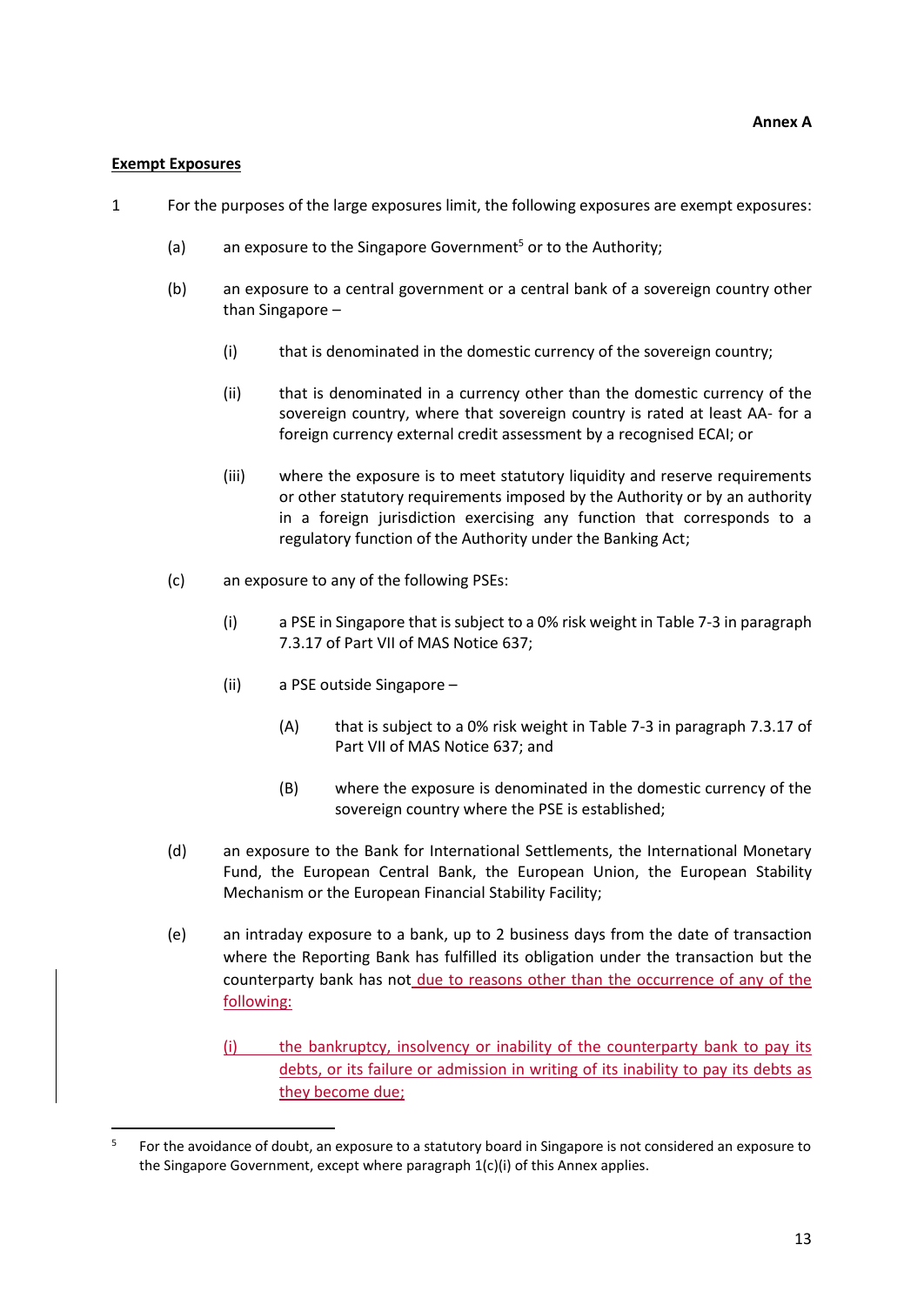**Annex A**

**Exempt Exposures**

1 For the purposes of the large exposures limit, the following exposures are exempt exposures:

(a) an exposure to the Singapore Government[5] or to the Authority;

(b) an exposure to a central government or a central bank of a sovereign country other than Singapore –

(i) that is denominated in the domestic currency of the sovereign country;

(ii) that is denominated in a currency other than the domestic currency of the sovereign country, where that sovereign country is rated at least AA- for a foreign currency external credit assessment by a recognised ECAI; or

(iii) where the exposure is to meet statutory liquidity and reserve requirements or other statutory requirements imposed by the Authority or by an authority in a foreign jurisdiction exercising any function that corresponds to a regulatory function of the Authority under the Banking Act;

(c) an exposure to any of the following PSEs:

(i) a PSE in Singapore that is subject to a 0% risk weight in Table 7-3 in paragraph 7.3.17 of Part VII of MAS Notice 637;

(ii) a PSE outside Singapore –

(A) that is subject to a 0% risk weight in Table 7-3 in paragraph 7.3.17 of Part VII of MAS Notice 637; and

(B) where the exposure is denominated in the domestic currency of the sovereign country where the PSE is established;

(d) an exposure to the Bank for International Settlements, the International Monetary Fund, the European Central Bank, the European Union, the European Stability Mechanism or the European Financial Stability Facility;

(e) an intraday exposure to a bank, up to 2 business days from the date of transaction where the Reporting Bank has fulfilled its obligation under the transaction but the counterparty bank has not due to reasons other than the occurrence of any of the following:

(i) the bankruptcy, insolvency or inability of the counterparty bank to pay its debts, or its failure or admission in writing of its inability to pay its debts as they become due;

---

[5] For the avoidance of doubt, an exposure to a statutory board in Singapore is not considered an exposure to the Singapore Government, except where paragraph 1(c)(i) of this Annex applies.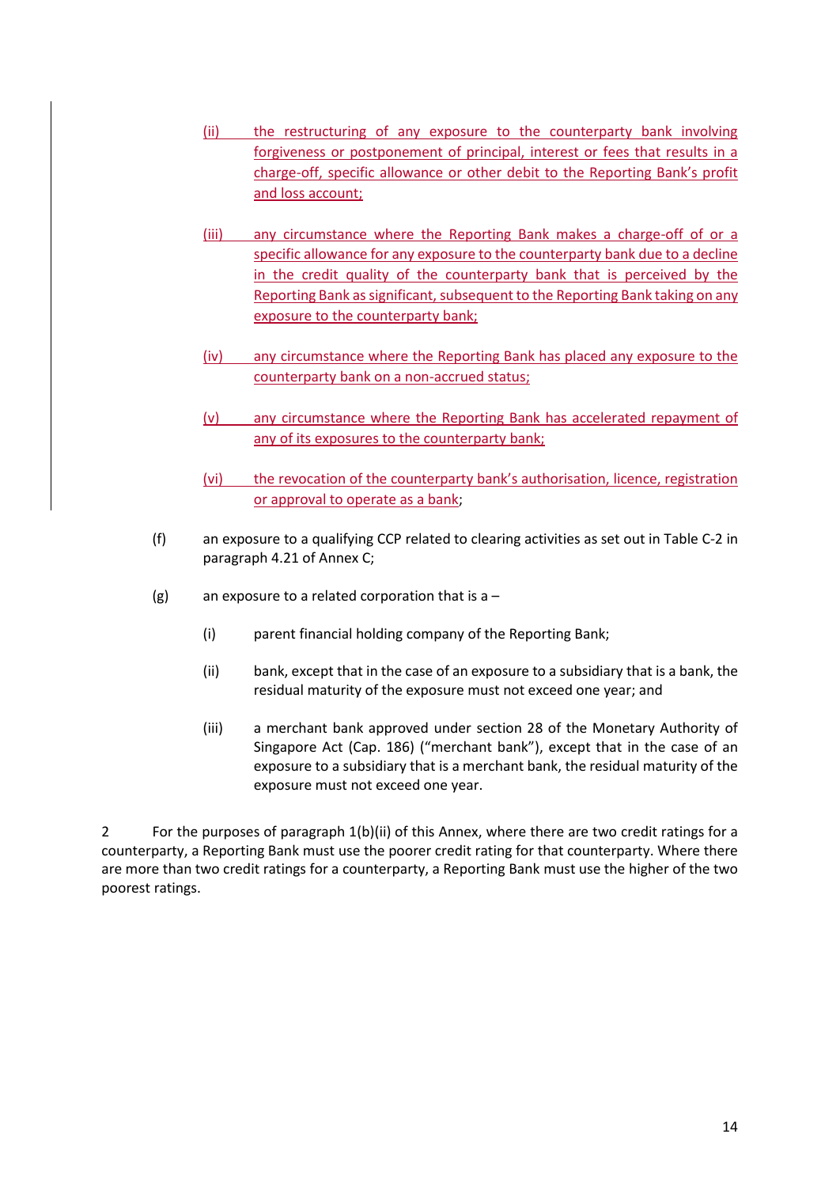(ii) the restructuring of any exposure to the counterparty bank involving forgiveness or postponement of principal, interest or fees that results in a charge-off, specific allowance or other debit to the Reporting Bank's profit and loss account;

(iii) any circumstance where the Reporting Bank makes a charge-off of or a specific allowance for any exposure to the counterparty bank due to a decline in the credit quality of the counterparty bank that is perceived by the Reporting Bank as significant, subsequent to the Reporting Bank taking on any exposure to the counterparty bank;

(iv) any circumstance where the Reporting Bank has placed any exposure to the counterparty bank on a non-accrued status;

(v) any circumstance where the Reporting Bank has accelerated repayment of any of its exposures to the counterparty bank;

(vi) the revocation of the counterparty bank's authorisation, licence, registration or approval to operate as a bank;

(f) an exposure to a qualifying CCP related to clearing activities as set out in Table C-2 in paragraph 4.21 of Annex C;

(g) an exposure to a related corporation that is a –

(i) parent financial holding company of the Reporting Bank;

(ii) bank, except that in the case of an exposure to a subsidiary that is a bank, the residual maturity of the exposure must not exceed one year; and

(iii) a merchant bank approved under section 28 of the Monetary Authority of Singapore Act (Cap. 186) ("merchant bank"), except that in the case of an exposure to a subsidiary that is a merchant bank, the residual maturity of the exposure must not exceed one year.

2 For the purposes of paragraph 1(b)(ii) of this Annex, where there are two credit ratings for a counterparty, a Reporting Bank must use the poorer credit rating for that counterparty. Where there are more than two credit ratings for a counterparty, a Reporting Bank must use the higher of the two poorest ratings.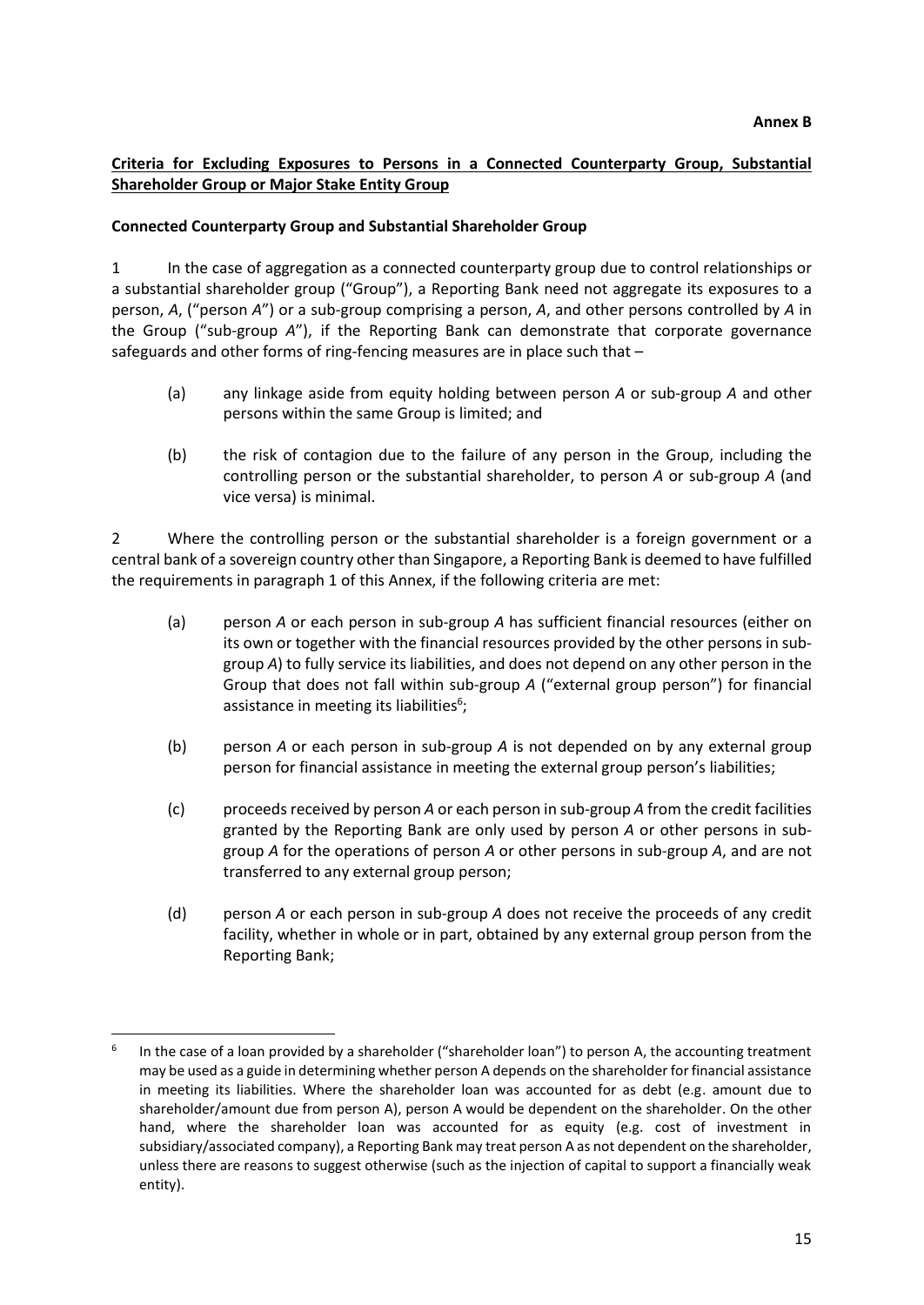**Annex B**

**Criteria for Excluding Exposures to Persons in a Connected Counterparty Group, Substantial Shareholder Group or Major Stake Entity Group**

**Connected Counterparty Group and Substantial Shareholder Group**

1 In the case of aggregation as a connected counterparty group due to control relationships or a substantial shareholder group ("Group"), a Reporting Bank need not aggregate its exposures to a person, *A*, ("person *A*") or a sub-group comprising a person, *A*, and other persons controlled by *A* in the Group ("sub-group *A*"), if the Reporting Bank can demonstrate that corporate governance safeguards and other forms of ring-fencing measures are in place such that –

(a) any linkage aside from equity holding between person *A* or sub-group *A* and other persons within the same Group is limited; and

(b) the risk of contagion due to the failure of any person in the Group, including the controlling person or the substantial shareholder, to person *A* or sub-group *A* (and vice versa) is minimal.

2 Where the controlling person or the substantial shareholder is a foreign government or a central bank of a sovereign country other than Singapore, a Reporting Bank is deemed to have fulfilled the requirements in paragraph 1 of this Annex, if the following criteria are met:

(a) person *A* or each person in sub-group *A* has sufficient financial resources (either on its own or together with the financial resources provided by the other persons in sub-group *A*) to fully service its liabilities, and does not depend on any other person in the Group that does not fall within sub-group *A* ("external group person") for financial assistance in meeting its liabilities[6];

(b) person *A* or each person in sub-group *A* is not depended on by any external group person for financial assistance in meeting the external group person's liabilities;

(c) proceeds received by person *A* or each person in sub-group *A* from the credit facilities granted by the Reporting Bank are only used by person *A* or other persons in sub-group *A* for the operations of person *A* or other persons in sub-group *A*, and are not transferred to any external group person;

(d) person *A* or each person in sub-group *A* does not receive the proceeds of any credit facility, whether in whole or in part, obtained by any external group person from the Reporting Bank;

---

[6] In the case of a loan provided by a shareholder ("shareholder loan") to person A, the accounting treatment may be used as a guide in determining whether person A depends on the shareholder for financial assistance in meeting its liabilities. Where the shareholder loan was accounted for as debt (e.g. amount due to shareholder/amount due from person A), person A would be dependent on the shareholder. On the other hand, where the shareholder loan was accounted for as equity (e.g. cost of investment in subsidiary/associated company), a Reporting Bank may treat person A as not dependent on the shareholder, unless there are reasons to suggest otherwise (such as the injection of capital to support a financially weak entity).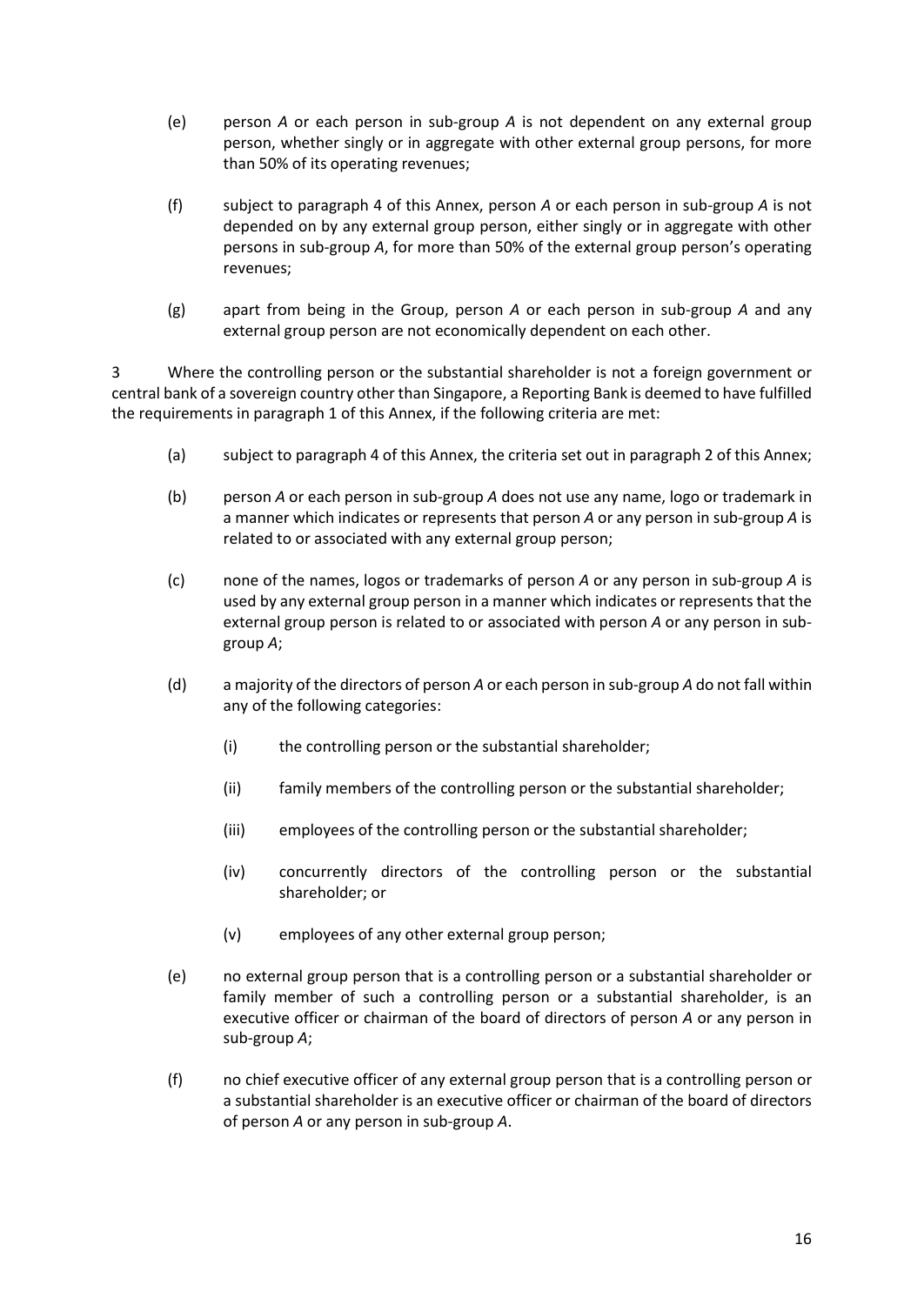(e) person *A* or each person in sub-group *A* is not dependent on any external group person, whether singly or in aggregate with other external group persons, for more than 50% of its operating revenues;

(f) subject to paragraph 4 of this Annex, person *A* or each person in sub-group *A* is not depended on by any external group person, either singly or in aggregate with other persons in sub-group *A*, for more than 50% of the external group person's operating revenues;

(g) apart from being in the Group, person *A* or each person in sub-group *A* and any external group person are not economically dependent on each other.

3 Where the controlling person or the substantial shareholder is not a foreign government or central bank of a sovereign country other than Singapore, a Reporting Bank is deemed to have fulfilled the requirements in paragraph 1 of this Annex, if the following criteria are met:

(a) subject to paragraph 4 of this Annex, the criteria set out in paragraph 2 of this Annex;

(b) person *A* or each person in sub-group *A* does not use any name, logo or trademark in a manner which indicates or represents that person *A* or any person in sub-group *A* is related to or associated with any external group person;

(c) none of the names, logos or trademarks of person *A* or any person in sub-group *A* is used by any external group person in a manner which indicates or represents that the external group person is related to or associated with person *A* or any person in sub-group *A*;

(d) a majority of the directors of person *A* or each person in sub-group *A* do not fall within any of the following categories:

  (i) the controlling person or the substantial shareholder;

  (ii) family members of the controlling person or the substantial shareholder;

  (iii) employees of the controlling person or the substantial shareholder;

  (iv) concurrently directors of the controlling person or the substantial shareholder; or

  (v) employees of any other external group person;

(e) no external group person that is a controlling person or a substantial shareholder or family member of such a controlling person or a substantial shareholder, is an executive officer or chairman of the board of directors of person *A* or any person in sub-group *A*;

(f) no chief executive officer of any external group person that is a controlling person or a substantial shareholder is an executive officer or chairman of the board of directors of person *A* or any person in sub-group *A*.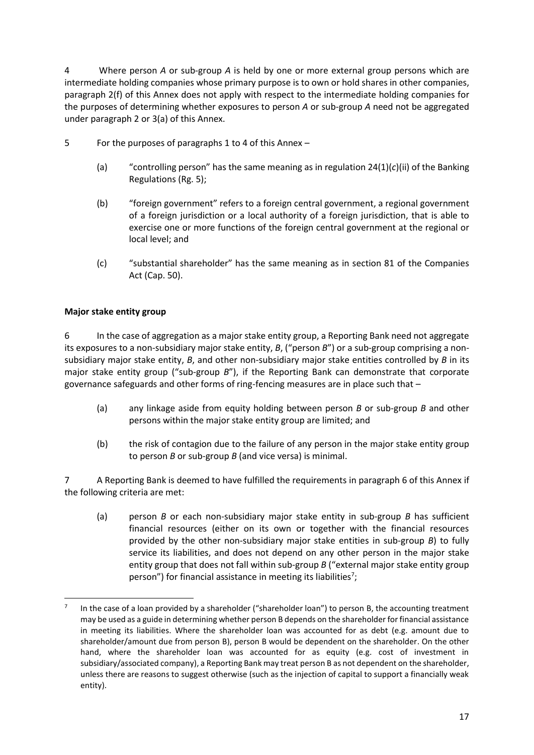4 Where person *A* or sub-group *A* is held by one or more external group persons which are intermediate holding companies whose primary purpose is to own or hold shares in other companies, paragraph 2(f) of this Annex does not apply with respect to the intermediate holding companies for the purposes of determining whether exposures to person *A* or sub-group *A* need not be aggregated under paragraph 2 or 3(a) of this Annex.

5 For the purposes of paragraphs 1 to 4 of this Annex –

(a) "controlling person" has the same meaning as in regulation 24(1)(*c*)(ii) of the Banking Regulations (Rg. 5);

(b) "foreign government" refers to a foreign central government, a regional government of a foreign jurisdiction or a local authority of a foreign jurisdiction, that is able to exercise one or more functions of the foreign central government at the regional or local level; and

(c) "substantial shareholder" has the same meaning as in section 81 of the Companies Act (Cap. 50).

**Major stake entity group**

6 In the case of aggregation as a major stake entity group, a Reporting Bank need not aggregate its exposures to a non-subsidiary major stake entity, *B*, ("person *B*") or a sub-group comprising a non-subsidiary major stake entity, *B*, and other non-subsidiary major stake entities controlled by *B* in its major stake entity group ("sub-group *B*"), if the Reporting Bank can demonstrate that corporate governance safeguards and other forms of ring-fencing measures are in place such that –

(a) any linkage aside from equity holding between person *B* or sub-group *B* and other persons within the major stake entity group are limited; and

(b) the risk of contagion due to the failure of any person in the major stake entity group to person *B* or sub-group *B* (and vice versa) is minimal.

7 A Reporting Bank is deemed to have fulfilled the requirements in paragraph 6 of this Annex if the following criteria are met:

(a) person *B* or each non-subsidiary major stake entity in sub-group *B* has sufficient financial resources (either on its own or together with the financial resources provided by the other non-subsidiary major stake entities in sub-group *B*) to fully service its liabilities, and does not depend on any other person in the major stake entity group that does not fall within sub-group *B* ("external major stake entity group person") for financial assistance in meeting its liabilities[7];

[7] In the case of a loan provided by a shareholder ("shareholder loan") to person B, the accounting treatment may be used as a guide in determining whether person B depends on the shareholder for financial assistance in meeting its liabilities. Where the shareholder loan was accounted for as debt (e.g. amount due to shareholder/amount due from person B), person B would be dependent on the shareholder. On the other hand, where the shareholder loan was accounted for as equity (e.g. cost of investment in subsidiary/associated company), a Reporting Bank may treat person B as not dependent on the shareholder, unless there are reasons to suggest otherwise (such as the injection of capital to support a financially weak entity).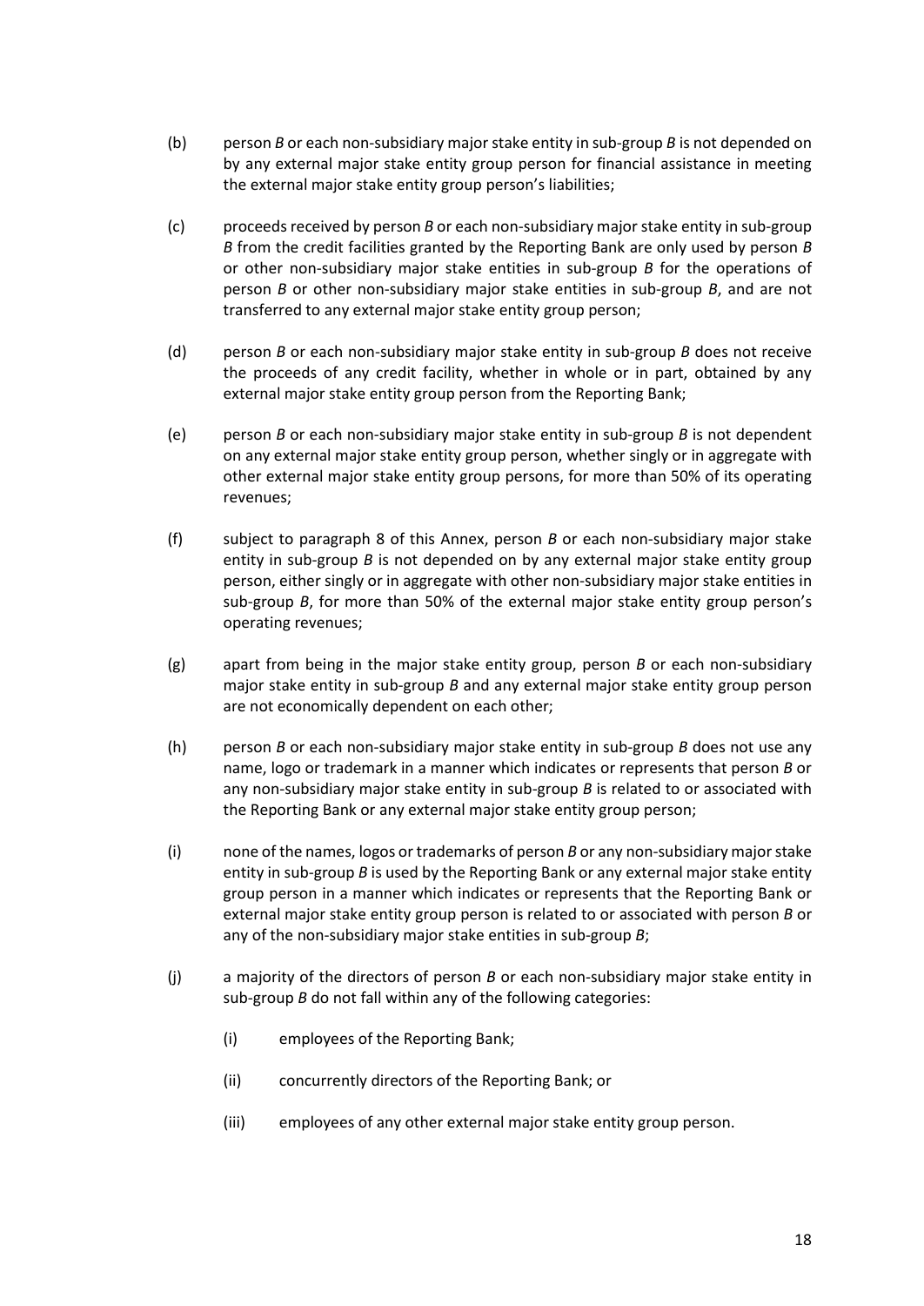(b) person *B* or each non-subsidiary major stake entity in sub-group *B* is not depended on by any external major stake entity group person for financial assistance in meeting the external major stake entity group person's liabilities;

(c) proceeds received by person *B* or each non-subsidiary major stake entity in sub-group *B* from the credit facilities granted by the Reporting Bank are only used by person *B* or other non-subsidiary major stake entities in sub-group *B* for the operations of person *B* or other non-subsidiary major stake entities in sub-group *B*, and are not transferred to any external major stake entity group person;

(d) person *B* or each non-subsidiary major stake entity in sub-group *B* does not receive the proceeds of any credit facility, whether in whole or in part, obtained by any external major stake entity group person from the Reporting Bank;

(e) person *B* or each non-subsidiary major stake entity in sub-group *B* is not dependent on any external major stake entity group person, whether singly or in aggregate with other external major stake entity group persons, for more than 50% of its operating revenues;

(f) subject to paragraph 8 of this Annex, person *B* or each non-subsidiary major stake entity in sub-group *B* is not depended on by any external major stake entity group person, either singly or in aggregate with other non-subsidiary major stake entities in sub-group *B*, for more than 50% of the external major stake entity group person's operating revenues;

(g) apart from being in the major stake entity group, person *B* or each non-subsidiary major stake entity in sub-group *B* and any external major stake entity group person are not economically dependent on each other;

(h) person *B* or each non-subsidiary major stake entity in sub-group *B* does not use any name, logo or trademark in a manner which indicates or represents that person *B* or any non-subsidiary major stake entity in sub-group *B* is related to or associated with the Reporting Bank or any external major stake entity group person;

(i) none of the names, logos or trademarks of person *B* or any non-subsidiary major stake entity in sub-group *B* is used by the Reporting Bank or any external major stake entity group person in a manner which indicates or represents that the Reporting Bank or external major stake entity group person is related to or associated with person *B* or any of the non-subsidiary major stake entities in sub-group *B*;

(j) a majority of the directors of person *B* or each non-subsidiary major stake entity in sub-group *B* do not fall within any of the following categories:

   (i) employees of the Reporting Bank;

   (ii) concurrently directors of the Reporting Bank; or

   (iii) employees of any other external major stake entity group person.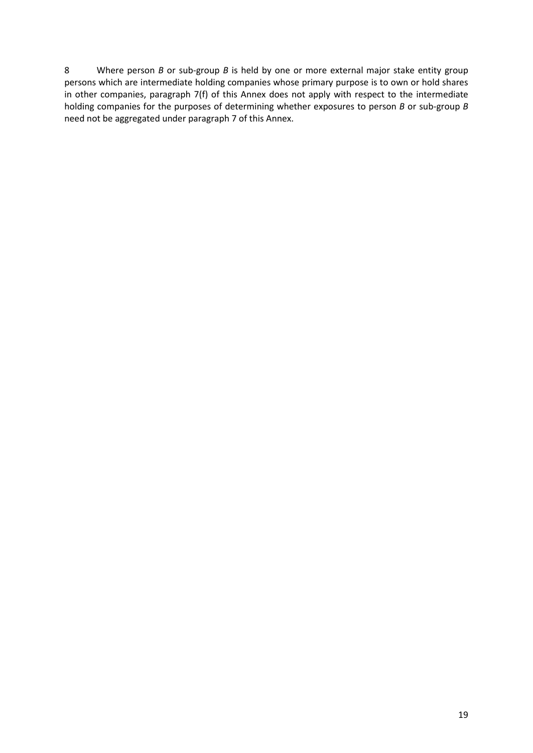8 Where person *B* or sub-group *B* is held by one or more external major stake entity group persons which are intermediate holding companies whose primary purpose is to own or hold shares in other companies, paragraph 7(f) of this Annex does not apply with respect to the intermediate holding companies for the purposes of determining whether exposures to person *B* or sub-group *B* need not be aggregated under paragraph 7 of this Annex.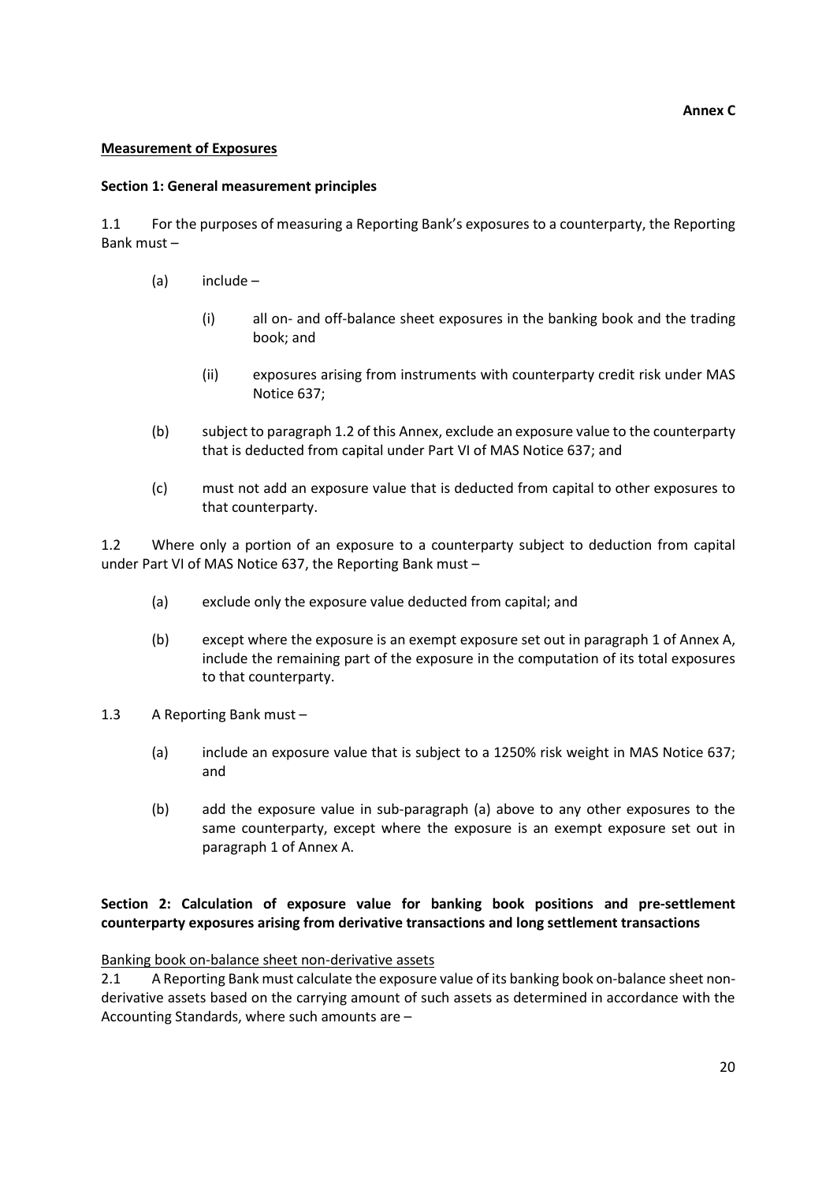**Annex C**

**Measurement of Exposures**

**Section 1: General measurement principles**

1.1 For the purposes of measuring a Reporting Bank's exposures to a counterparty, the Reporting Bank must –

- (a) include –
  - (i) all on- and off-balance sheet exposures in the banking book and the trading book; and
  - (ii) exposures arising from instruments with counterparty credit risk under MAS Notice 637;
- (b) subject to paragraph 1.2 of this Annex, exclude an exposure value to the counterparty that is deducted from capital under Part VI of MAS Notice 637; and
- (c) must not add an exposure value that is deducted from capital to other exposures to that counterparty.

1.2 Where only a portion of an exposure to a counterparty subject to deduction from capital under Part VI of MAS Notice 637, the Reporting Bank must –

- (a) exclude only the exposure value deducted from capital; and
- (b) except where the exposure is an exempt exposure set out in paragraph 1 of Annex A, include the remaining part of the exposure in the computation of its total exposures to that counterparty.

1.3 A Reporting Bank must –

- (a) include an exposure value that is subject to a 1250% risk weight in MAS Notice 637; and
- (b) add the exposure value in sub-paragraph (a) above to any other exposures to the same counterparty, except where the exposure is an exempt exposure set out in paragraph 1 of Annex A.

**Section 2: Calculation of exposure value for banking book positions and pre-settlement counterparty exposures arising from derivative transactions and long settlement transactions**

Banking book on-balance sheet non-derivative assets

2.1 A Reporting Bank must calculate the exposure value of its banking book on-balance sheet non-derivative assets based on the carrying amount of such assets as determined in accordance with the Accounting Standards, where such amounts are –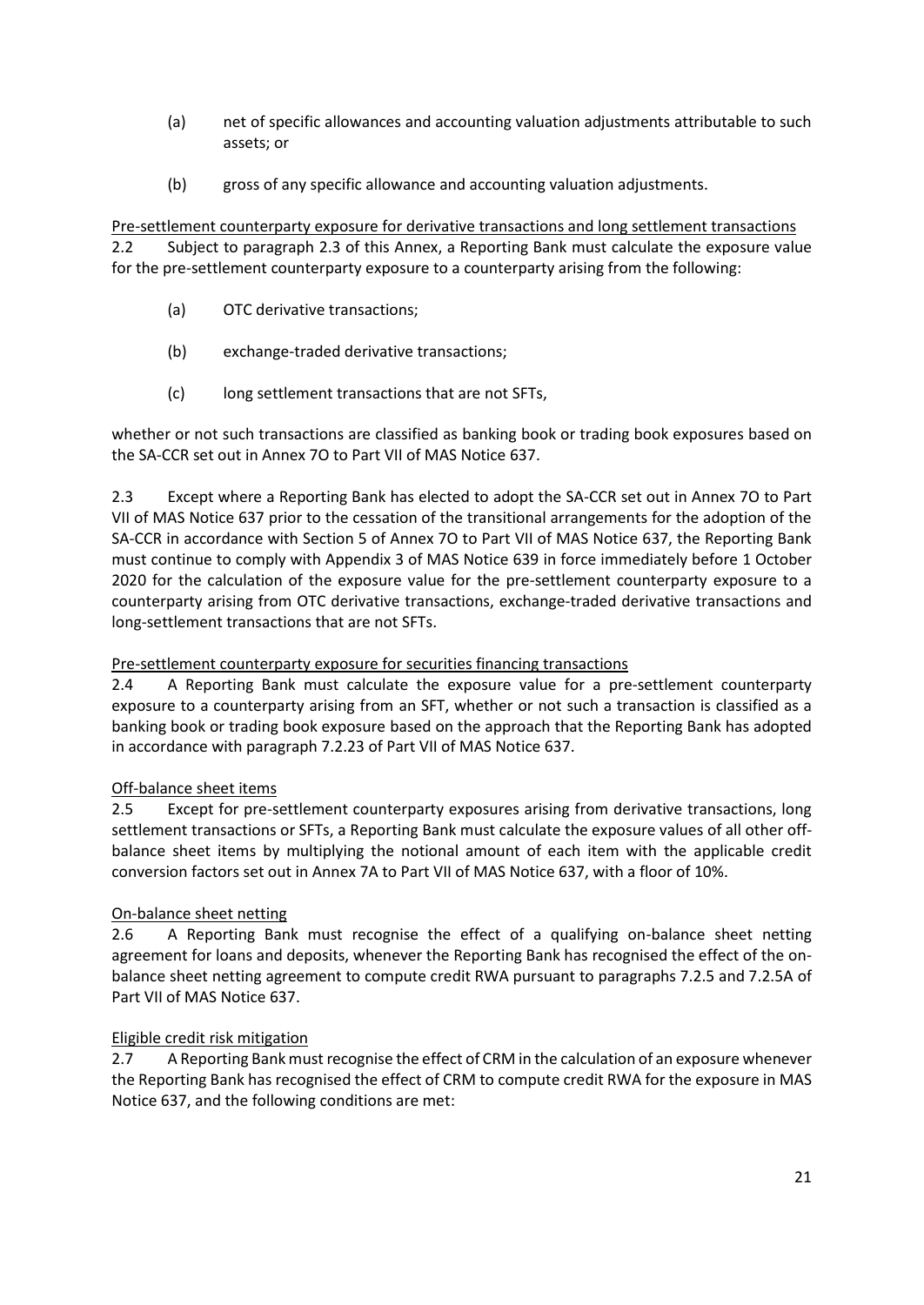(a) net of specific allowances and accounting valuation adjustments attributable to such assets; or

(b) gross of any specific allowance and accounting valuation adjustments.

Pre-settlement counterparty exposure for derivative transactions and long settlement transactions

2.2 Subject to paragraph 2.3 of this Annex, a Reporting Bank must calculate the exposure value for the pre-settlement counterparty exposure to a counterparty arising from the following:

(a) OTC derivative transactions;

(b) exchange-traded derivative transactions;

(c) long settlement transactions that are not SFTs,

whether or not such transactions are classified as banking book or trading book exposures based on the SA-CCR set out in Annex 7O to Part VII of MAS Notice 637.

2.3 Except where a Reporting Bank has elected to adopt the SA-CCR set out in Annex 7O to Part VII of MAS Notice 637 prior to the cessation of the transitional arrangements for the adoption of the SA-CCR in accordance with Section 5 of Annex 7O to Part VII of MAS Notice 637, the Reporting Bank must continue to comply with Appendix 3 of MAS Notice 639 in force immediately before 1 October 2020 for the calculation of the exposure value for the pre-settlement counterparty exposure to a counterparty arising from OTC derivative transactions, exchange-traded derivative transactions and long-settlement transactions that are not SFTs.

Pre-settlement counterparty exposure for securities financing transactions

2.4 A Reporting Bank must calculate the exposure value for a pre-settlement counterparty exposure to a counterparty arising from an SFT, whether or not such a transaction is classified as a banking book or trading book exposure based on the approach that the Reporting Bank has adopted in accordance with paragraph 7.2.23 of Part VII of MAS Notice 637.

Off-balance sheet items

2.5 Except for pre-settlement counterparty exposures arising from derivative transactions, long settlement transactions or SFTs, a Reporting Bank must calculate the exposure values of all other off-balance sheet items by multiplying the notional amount of each item with the applicable credit conversion factors set out in Annex 7A to Part VII of MAS Notice 637, with a floor of 10%.

On-balance sheet netting

2.6 A Reporting Bank must recognise the effect of a qualifying on-balance sheet netting agreement for loans and deposits, whenever the Reporting Bank has recognised the effect of the on-balance sheet netting agreement to compute credit RWA pursuant to paragraphs 7.2.5 and 7.2.5A of Part VII of MAS Notice 637.

Eligible credit risk mitigation

2.7 A Reporting Bank must recognise the effect of CRM in the calculation of an exposure whenever the Reporting Bank has recognised the effect of CRM to compute credit RWA for the exposure in MAS Notice 637, and the following conditions are met: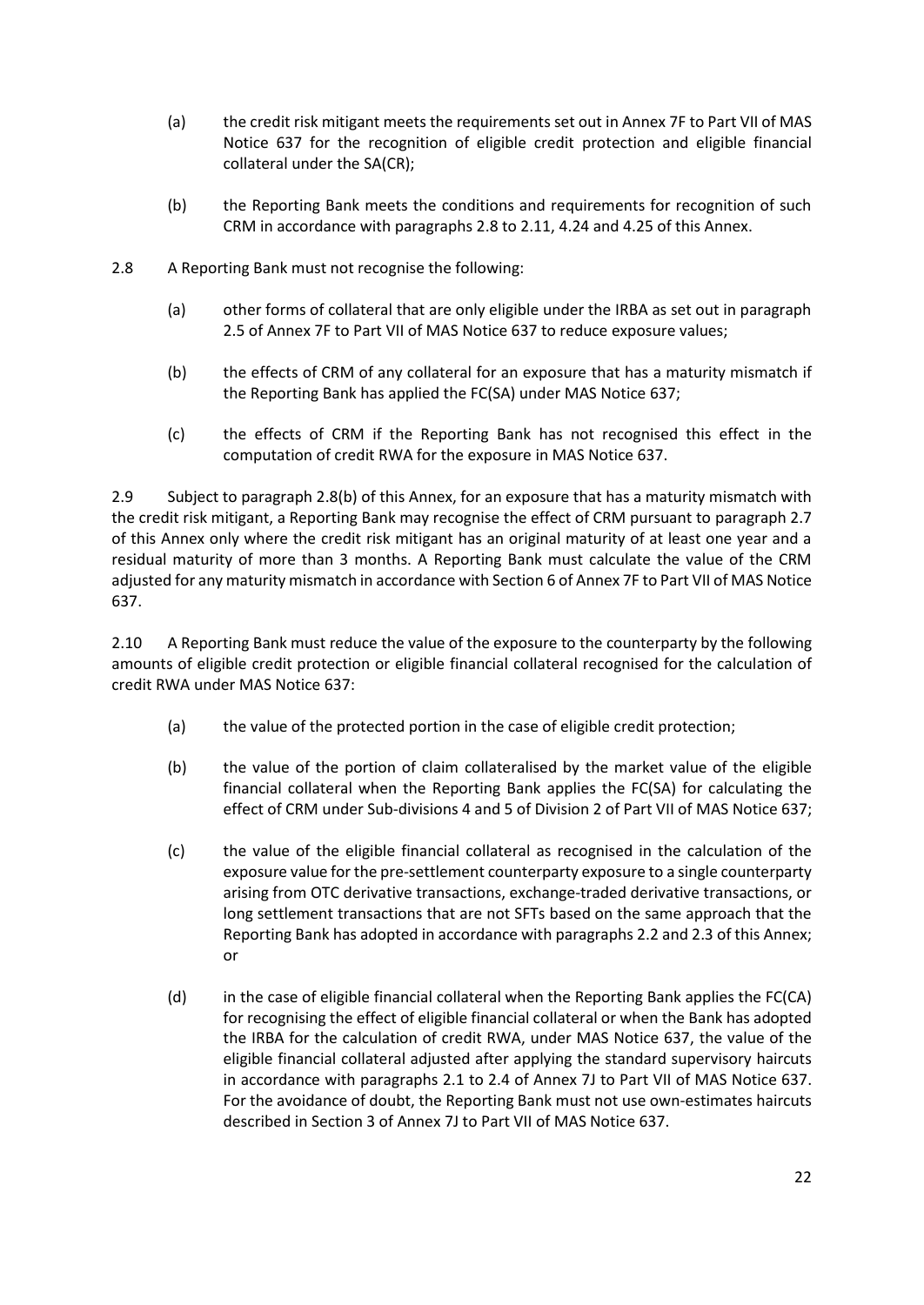(a) the credit risk mitigant meets the requirements set out in Annex 7F to Part VII of MAS Notice 637 for the recognition of eligible credit protection and eligible financial collateral under the SA(CR);

(b) the Reporting Bank meets the conditions and requirements for recognition of such CRM in accordance with paragraphs 2.8 to 2.11, 4.24 and 4.25 of this Annex.

2.8 A Reporting Bank must not recognise the following:

(a) other forms of collateral that are only eligible under the IRBA as set out in paragraph 2.5 of Annex 7F to Part VII of MAS Notice 637 to reduce exposure values;

(b) the effects of CRM of any collateral for an exposure that has a maturity mismatch if the Reporting Bank has applied the FC(SA) under MAS Notice 637;

(c) the effects of CRM if the Reporting Bank has not recognised this effect in the computation of credit RWA for the exposure in MAS Notice 637.

2.9 Subject to paragraph 2.8(b) of this Annex, for an exposure that has a maturity mismatch with the credit risk mitigant, a Reporting Bank may recognise the effect of CRM pursuant to paragraph 2.7 of this Annex only where the credit risk mitigant has an original maturity of at least one year and a residual maturity of more than 3 months. A Reporting Bank must calculate the value of the CRM adjusted for any maturity mismatch in accordance with Section 6 of Annex 7F to Part VII of MAS Notice 637.

2.10 A Reporting Bank must reduce the value of the exposure to the counterparty by the following amounts of eligible credit protection or eligible financial collateral recognised for the calculation of credit RWA under MAS Notice 637:

(a) the value of the protected portion in the case of eligible credit protection;

(b) the value of the portion of claim collateralised by the market value of the eligible financial collateral when the Reporting Bank applies the FC(SA) for calculating the effect of CRM under Sub-divisions 4 and 5 of Division 2 of Part VII of MAS Notice 637;

(c) the value of the eligible financial collateral as recognised in the calculation of the exposure value for the pre-settlement counterparty exposure to a single counterparty arising from OTC derivative transactions, exchange-traded derivative transactions, or long settlement transactions that are not SFTs based on the same approach that the Reporting Bank has adopted in accordance with paragraphs 2.2 and 2.3 of this Annex; or

(d) in the case of eligible financial collateral when the Reporting Bank applies the FC(CA) for recognising the effect of eligible financial collateral or when the Bank has adopted the IRBA for the calculation of credit RWA, under MAS Notice 637, the value of the eligible financial collateral adjusted after applying the standard supervisory haircuts in accordance with paragraphs 2.1 to 2.4 of Annex 7J to Part VII of MAS Notice 637. For the avoidance of doubt, the Reporting Bank must not use own-estimates haircuts described in Section 3 of Annex 7J to Part VII of MAS Notice 637.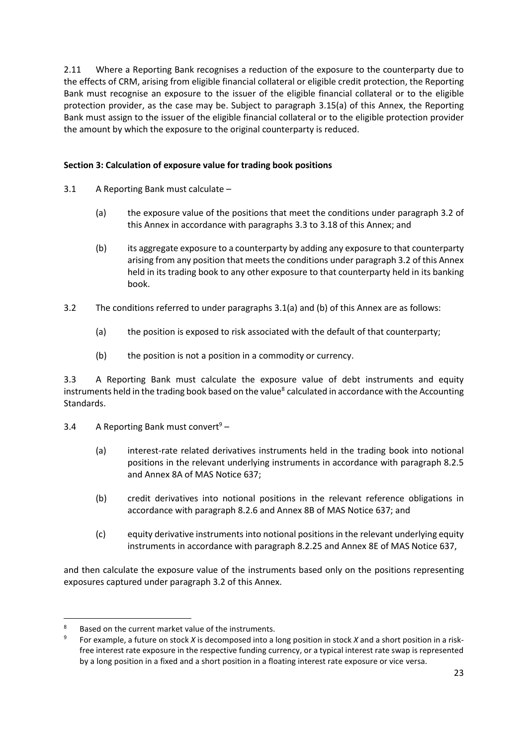2.11 Where a Reporting Bank recognises a reduction of the exposure to the counterparty due to the effects of CRM, arising from eligible financial collateral or eligible credit protection, the Reporting Bank must recognise an exposure to the issuer of the eligible financial collateral or to the eligible protection provider, as the case may be. Subject to paragraph 3.15(a) of this Annex, the Reporting Bank must assign to the issuer of the eligible financial collateral or to the eligible protection provider the amount by which the exposure to the original counterparty is reduced.

**Section 3: Calculation of exposure value for trading book positions**

3.1 A Reporting Bank must calculate –

(a) the exposure value of the positions that meet the conditions under paragraph 3.2 of this Annex in accordance with paragraphs 3.3 to 3.18 of this Annex; and

(b) its aggregate exposure to a counterparty by adding any exposure to that counterparty arising from any position that meets the conditions under paragraph 3.2 of this Annex held in its trading book to any other exposure to that counterparty held in its banking book.

3.2 The conditions referred to under paragraphs 3.1(a) and (b) of this Annex are as follows:

(a) the position is exposed to risk associated with the default of that counterparty;

(b) the position is not a position in a commodity or currency.

3.3 A Reporting Bank must calculate the exposure value of debt instruments and equity instruments held in the trading book based on the value[8] calculated in accordance with the Accounting Standards.

3.4 A Reporting Bank must convert[9] –

(a) interest-rate related derivatives instruments held in the trading book into notional positions in the relevant underlying instruments in accordance with paragraph 8.2.5 and Annex 8A of MAS Notice 637;

(b) credit derivatives into notional positions in the relevant reference obligations in accordance with paragraph 8.2.6 and Annex 8B of MAS Notice 637; and

(c) equity derivative instruments into notional positions in the relevant underlying equity instruments in accordance with paragraph 8.2.25 and Annex 8E of MAS Notice 637,

and then calculate the exposure value of the instruments based only on the positions representing exposures captured under paragraph 3.2 of this Annex.

---

[8] Based on the current market value of the instruments.

[9] For example, a future on stock *X* is decomposed into a long position in stock *X* and a short position in a risk-free interest rate exposure in the respective funding currency, or a typical interest rate swap is represented by a long position in a fixed and a short position in a floating interest rate exposure or vice versa.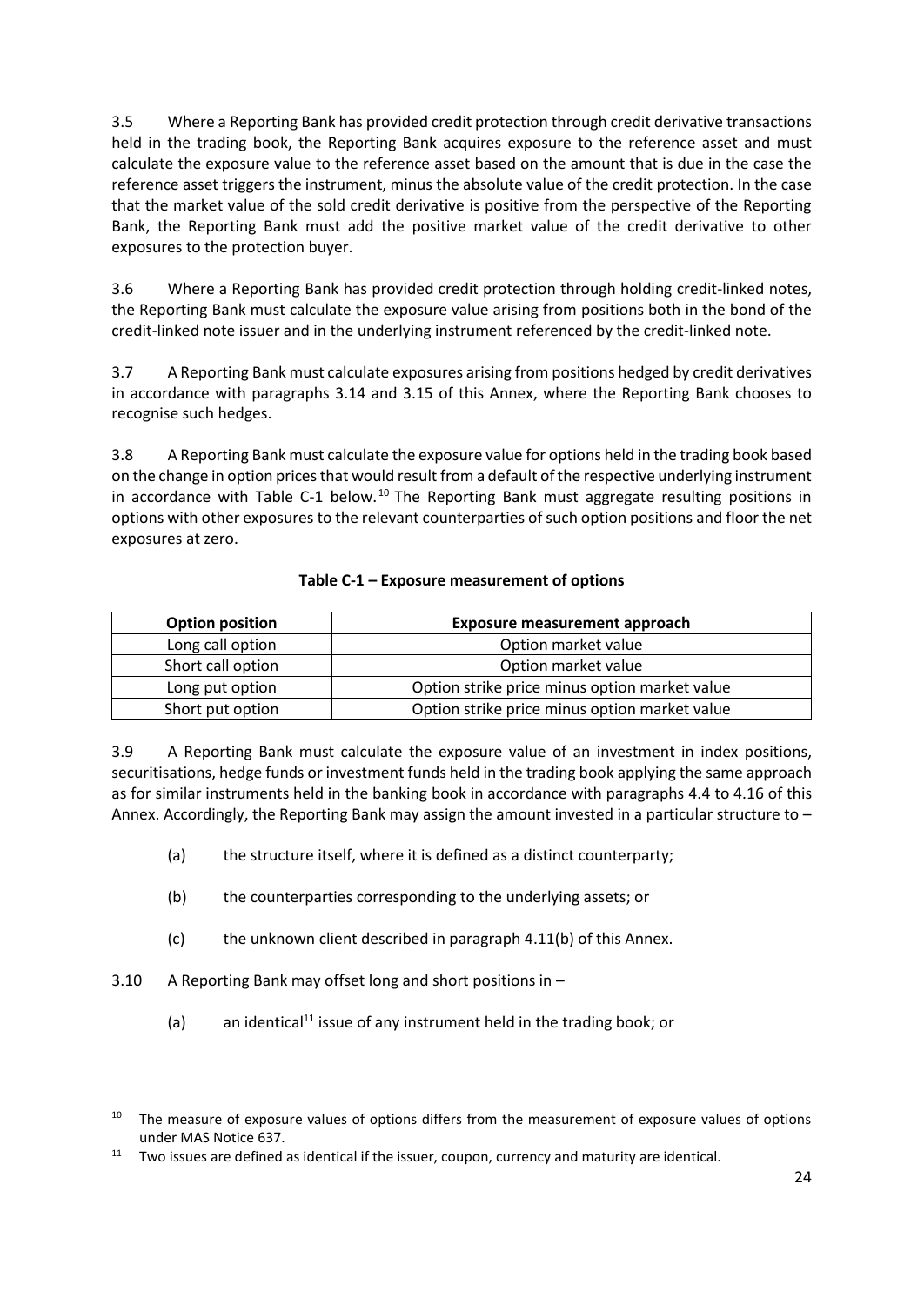3.5 Where a Reporting Bank has provided credit protection through credit derivative transactions held in the trading book, the Reporting Bank acquires exposure to the reference asset and must calculate the exposure value to the reference asset based on the amount that is due in the case the reference asset triggers the instrument, minus the absolute value of the credit protection. In the case that the market value of the sold credit derivative is positive from the perspective of the Reporting Bank, the Reporting Bank must add the positive market value of the credit derivative to other exposures to the protection buyer.

3.6 Where a Reporting Bank has provided credit protection through holding credit-linked notes, the Reporting Bank must calculate the exposure value arising from positions both in the bond of the credit-linked note issuer and in the underlying instrument referenced by the credit-linked note.

3.7 A Reporting Bank must calculate exposures arising from positions hedged by credit derivatives in accordance with paragraphs 3.14 and 3.15 of this Annex, where the Reporting Bank chooses to recognise such hedges.

3.8 A Reporting Bank must calculate the exposure value for options held in the trading book based on the change in option prices that would result from a default of the respective underlying instrument in accordance with Table C-1 below.[10] The Reporting Bank must aggregate resulting positions in options with other exposures to the relevant counterparties of such option positions and floor the net exposures at zero.

**Table C-1 – Exposure measurement of options**

| Option position | Exposure measurement approach |
|---|---|
| Long call option | Option market value |
| Short call option | Option market value |
| Long put option | Option strike price minus option market value |
| Short put option | Option strike price minus option market value |

3.9 A Reporting Bank must calculate the exposure value of an investment in index positions, securitisations, hedge funds or investment funds held in the trading book applying the same approach as for similar instruments held in the banking book in accordance with paragraphs 4.4 to 4.16 of this Annex. Accordingly, the Reporting Bank may assign the amount invested in a particular structure to –

(a) the structure itself, where it is defined as a distinct counterparty;

(b) the counterparties corresponding to the underlying assets; or

(c) the unknown client described in paragraph 4.11(b) of this Annex.

3.10 A Reporting Bank may offset long and short positions in –

(a) an identical[11] issue of any instrument held in the trading book; or

---

[10] The measure of exposure values of options differs from the measurement of exposure values of options under MAS Notice 637.

[11] Two issues are defined as identical if the issuer, coupon, currency and maturity are identical.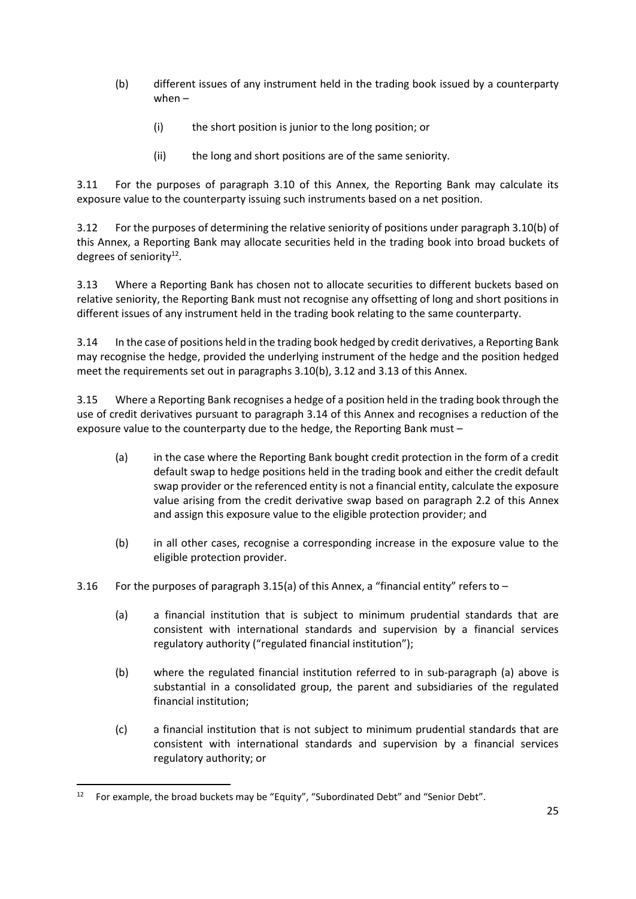(b) different issues of any instrument held in the trading book issued by a counterparty when –

    (i) the short position is junior to the long position; or

    (ii) the long and short positions are of the same seniority.

3.11 For the purposes of paragraph 3.10 of this Annex, the Reporting Bank may calculate its exposure value to the counterparty issuing such instruments based on a net position.

3.12 For the purposes of determining the relative seniority of positions under paragraph 3.10(b) of this Annex, a Reporting Bank may allocate securities held in the trading book into broad buckets of degrees of seniority[12].

3.13 Where a Reporting Bank has chosen not to allocate securities to different buckets based on relative seniority, the Reporting Bank must not recognise any offsetting of long and short positions in different issues of any instrument held in the trading book relating to the same counterparty.

3.14 In the case of positions held in the trading book hedged by credit derivatives, a Reporting Bank may recognise the hedge, provided the underlying instrument of the hedge and the position hedged meet the requirements set out in paragraphs 3.10(b), 3.12 and 3.13 of this Annex.

3.15 Where a Reporting Bank recognises a hedge of a position held in the trading book through the use of credit derivatives pursuant to paragraph 3.14 of this Annex and recognises a reduction of the exposure value to the counterparty due to the hedge, the Reporting Bank must –

(a) in the case where the Reporting Bank bought credit protection in the form of a credit default swap to hedge positions held in the trading book and either the credit default swap provider or the referenced entity is not a financial entity, calculate the exposure value arising from the credit derivative swap based on paragraph 2.2 of this Annex and assign this exposure value to the eligible protection provider; and

(b) in all other cases, recognise a corresponding increase in the exposure value to the eligible protection provider.

3.16 For the purposes of paragraph 3.15(a) of this Annex, a "financial entity" refers to –

(a) a financial institution that is subject to minimum prudential standards that are consistent with international standards and supervision by a financial services regulatory authority ("regulated financial institution");

(b) where the regulated financial institution referred to in sub-paragraph (a) above is substantial in a consolidated group, the parent and subsidiaries of the regulated financial institution;

(c) a financial institution that is not subject to minimum prudential standards that are consistent with international standards and supervision by a financial services regulatory authority; or

---

[12] For example, the broad buckets may be "Equity", "Subordinated Debt" and "Senior Debt".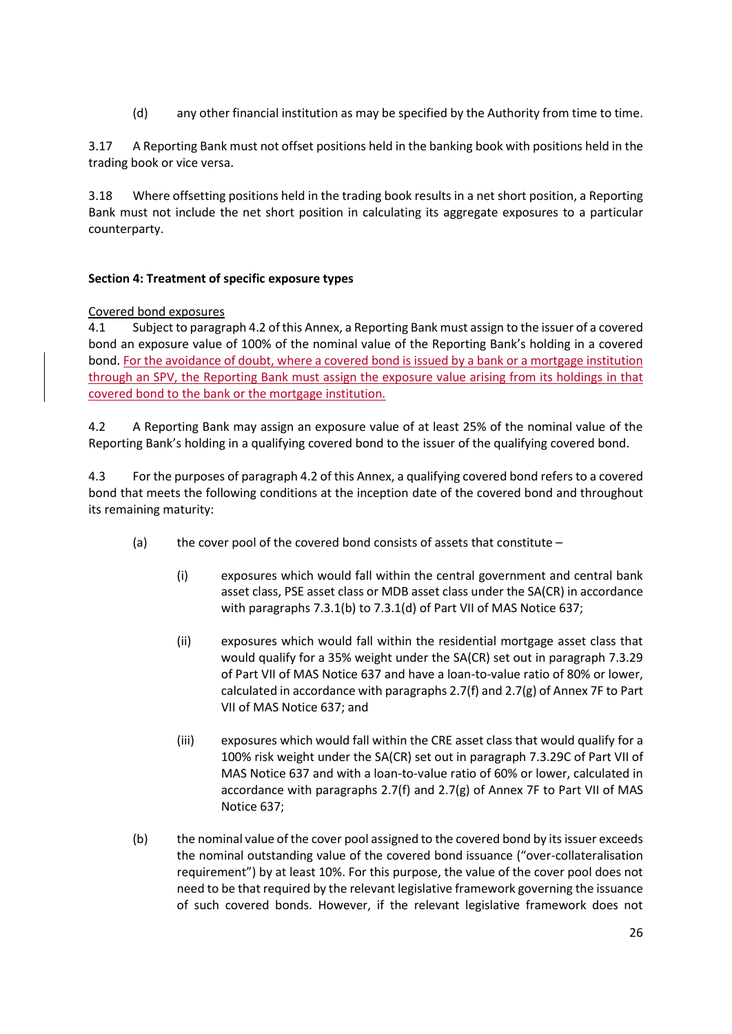(d) any other financial institution as may be specified by the Authority from time to time.

3.17 A Reporting Bank must not offset positions held in the banking book with positions held in the trading book or vice versa.

3.18 Where offsetting positions held in the trading book results in a net short position, a Reporting Bank must not include the net short position in calculating its aggregate exposures to a particular counterparty.

**Section 4: Treatment of specific exposure types**

Covered bond exposures

4.1 Subject to paragraph 4.2 of this Annex, a Reporting Bank must assign to the issuer of a covered bond an exposure value of 100% of the nominal value of the Reporting Bank's holding in a covered bond. For the avoidance of doubt, where a covered bond is issued by a bank or a mortgage institution through an SPV, the Reporting Bank must assign the exposure value arising from its holdings in that covered bond to the bank or the mortgage institution.

4.2 A Reporting Bank may assign an exposure value of at least 25% of the nominal value of the Reporting Bank's holding in a qualifying covered bond to the issuer of the qualifying covered bond.

4.3 For the purposes of paragraph 4.2 of this Annex, a qualifying covered bond refers to a covered bond that meets the following conditions at the inception date of the covered bond and throughout its remaining maturity:

(a) the cover pool of the covered bond consists of assets that constitute –

(i) exposures which would fall within the central government and central bank asset class, PSE asset class or MDB asset class under the SA(CR) in accordance with paragraphs 7.3.1(b) to 7.3.1(d) of Part VII of MAS Notice 637;

(ii) exposures which would fall within the residential mortgage asset class that would qualify for a 35% weight under the SA(CR) set out in paragraph 7.3.29 of Part VII of MAS Notice 637 and have a loan-to-value ratio of 80% or lower, calculated in accordance with paragraphs 2.7(f) and 2.7(g) of Annex 7F to Part VII of MAS Notice 637; and

(iii) exposures which would fall within the CRE asset class that would qualify for a 100% risk weight under the SA(CR) set out in paragraph 7.3.29C of Part VII of MAS Notice 637 and with a loan-to-value ratio of 60% or lower, calculated in accordance with paragraphs 2.7(f) and 2.7(g) of Annex 7F to Part VII of MAS Notice 637;

(b) the nominal value of the cover pool assigned to the covered bond by its issuer exceeds the nominal outstanding value of the covered bond issuance ("over-collateralisation requirement") by at least 10%. For this purpose, the value of the cover pool does not need to be that required by the relevant legislative framework governing the issuance of such covered bonds. However, if the relevant legislative framework does not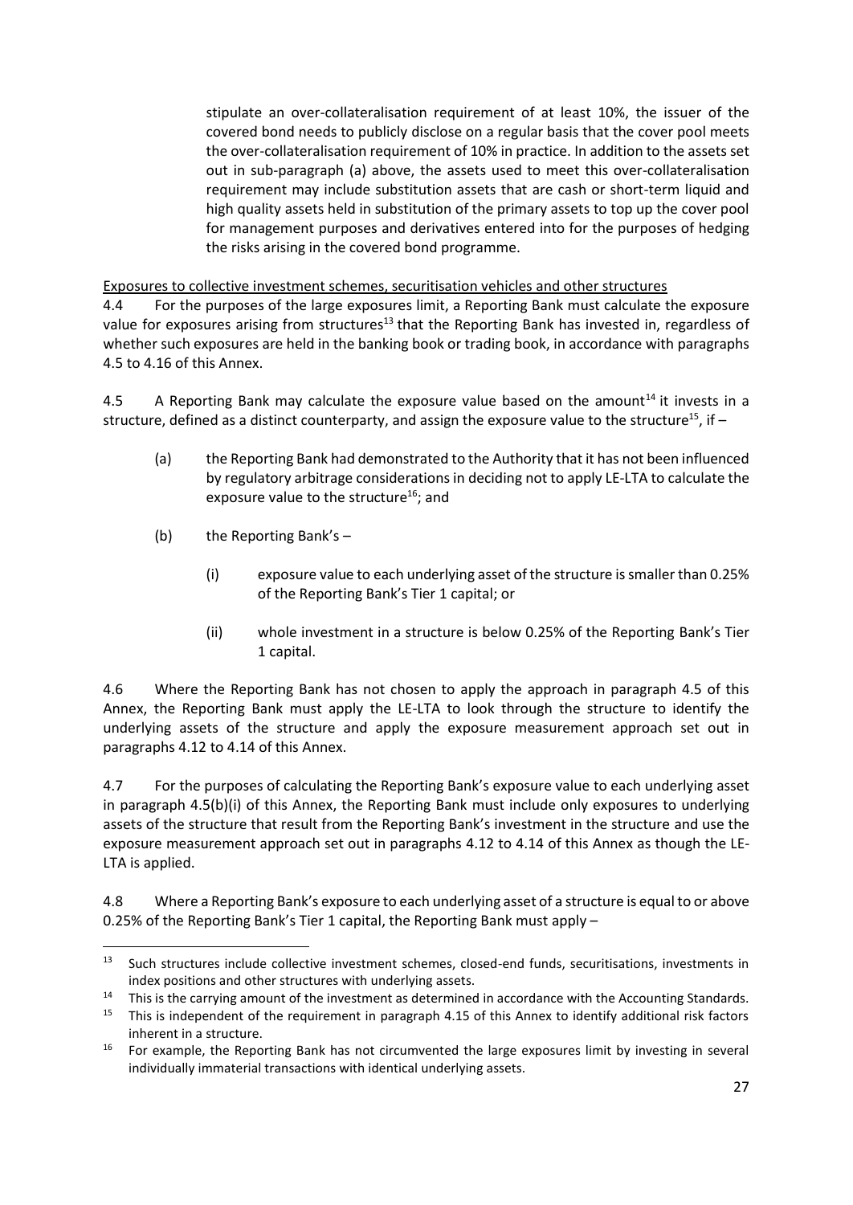stipulate an over-collateralisation requirement of at least 10%, the issuer of the covered bond needs to publicly disclose on a regular basis that the cover pool meets the over-collateralisation requirement of 10% in practice. In addition to the assets set out in sub-paragraph (a) above, the assets used to meet this over-collateralisation requirement may include substitution assets that are cash or short-term liquid and high quality assets held in substitution of the primary assets to top up the cover pool for management purposes and derivatives entered into for the purposes of hedging the risks arising in the covered bond programme.

Exposures to collective investment schemes, securitisation vehicles and other structures

4.4 For the purposes of the large exposures limit, a Reporting Bank must calculate the exposure value for exposures arising from structures[13] that the Reporting Bank has invested in, regardless of whether such exposures are held in the banking book or trading book, in accordance with paragraphs 4.5 to 4.16 of this Annex.

4.5 A Reporting Bank may calculate the exposure value based on the amount[14] it invests in a structure, defined as a distinct counterparty, and assign the exposure value to the structure[15], if –

(a) the Reporting Bank had demonstrated to the Authority that it has not been influenced by regulatory arbitrage considerations in deciding not to apply LE-LTA to calculate the exposure value to the structure[16]; and

(b) the Reporting Bank's –

(i) exposure value to each underlying asset of the structure is smaller than 0.25% of the Reporting Bank's Tier 1 capital; or

(ii) whole investment in a structure is below 0.25% of the Reporting Bank's Tier 1 capital.

4.6 Where the Reporting Bank has not chosen to apply the approach in paragraph 4.5 of this Annex, the Reporting Bank must apply the LE-LTA to look through the structure to identify the underlying assets of the structure and apply the exposure measurement approach set out in paragraphs 4.12 to 4.14 of this Annex.

4.7 For the purposes of calculating the Reporting Bank's exposure value to each underlying asset in paragraph 4.5(b)(i) of this Annex, the Reporting Bank must include only exposures to underlying assets of the structure that result from the Reporting Bank's investment in the structure and use the exposure measurement approach set out in paragraphs 4.12 to 4.14 of this Annex as though the LE-LTA is applied.

4.8 Where a Reporting Bank's exposure to each underlying asset of a structure is equal to or above 0.25% of the Reporting Bank's Tier 1 capital, the Reporting Bank must apply –

---

[13] Such structures include collective investment schemes, closed-end funds, securitisations, investments in index positions and other structures with underlying assets.

[14] This is the carrying amount of the investment as determined in accordance with the Accounting Standards.

[15] This is independent of the requirement in paragraph 4.15 of this Annex to identify additional risk factors inherent in a structure.

[16] For example, the Reporting Bank has not circumvented the large exposures limit by investing in several individually immaterial transactions with identical underlying assets.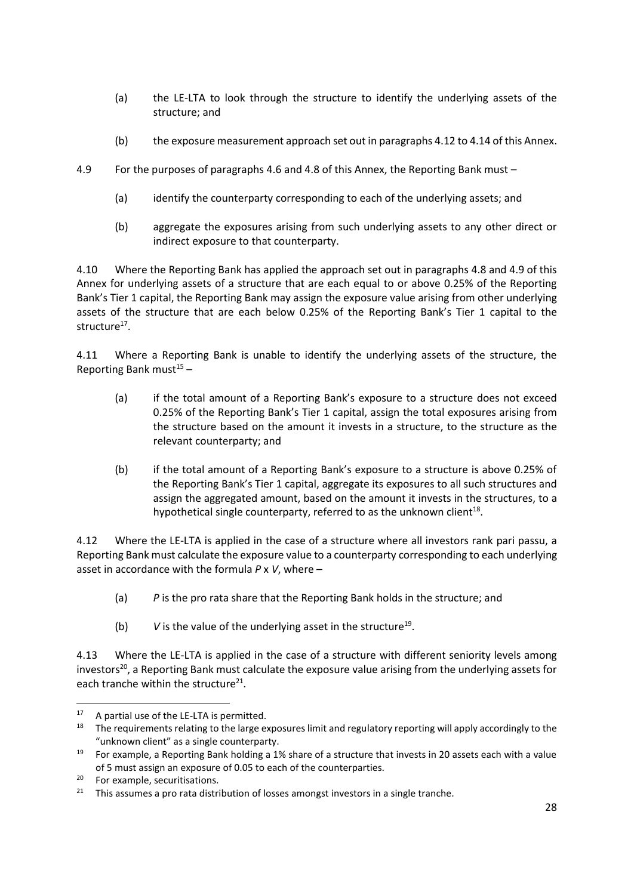(a) the LE-LTA to look through the structure to identify the underlying assets of the structure; and

(b) the exposure measurement approach set out in paragraphs 4.12 to 4.14 of this Annex.

4.9 For the purposes of paragraphs 4.6 and 4.8 of this Annex, the Reporting Bank must –

(a) identify the counterparty corresponding to each of the underlying assets; and

(b) aggregate the exposures arising from such underlying assets to any other direct or indirect exposure to that counterparty.

4.10 Where the Reporting Bank has applied the approach set out in paragraphs 4.8 and 4.9 of this Annex for underlying assets of a structure that are each equal to or above 0.25% of the Reporting Bank's Tier 1 capital, the Reporting Bank may assign the exposure value arising from other underlying assets of the structure that are each below 0.25% of the Reporting Bank's Tier 1 capital to the structure[17].

4.11 Where a Reporting Bank is unable to identify the underlying assets of the structure, the Reporting Bank must[15] –

(a) if the total amount of a Reporting Bank's exposure to a structure does not exceed 0.25% of the Reporting Bank's Tier 1 capital, assign the total exposures arising from the structure based on the amount it invests in a structure, to the structure as the relevant counterparty; and

(b) if the total amount of a Reporting Bank's exposure to a structure is above 0.25% of the Reporting Bank's Tier 1 capital, aggregate its exposures to all such structures and assign the aggregated amount, based on the amount it invests in the structures, to a hypothetical single counterparty, referred to as the unknown client[18].

4.12 Where the LE-LTA is applied in the case of a structure where all investors rank pari passu, a Reporting Bank must calculate the exposure value to a counterparty corresponding to each underlying asset in accordance with the formula $P \times V$, where –

(a) $P$ is the pro rata share that the Reporting Bank holds in the structure; and

(b) $V$ is the value of the underlying asset in the structure[19].

4.13 Where the LE-LTA is applied in the case of a structure with different seniority levels among investors[20], a Reporting Bank must calculate the exposure value arising from the underlying assets for each tranche within the structure[21].

---

[17] A partial use of the LE-LTA is permitted.

[18] The requirements relating to the large exposures limit and regulatory reporting will apply accordingly to the "unknown client" as a single counterparty.

[19] For example, a Reporting Bank holding a 1% share of a structure that invests in 20 assets each with a value of 5 must assign an exposure of 0.05 to each of the counterparties.

[20] For example, securitisations.

[21] This assumes a pro rata distribution of losses amongst investors in a single tranche.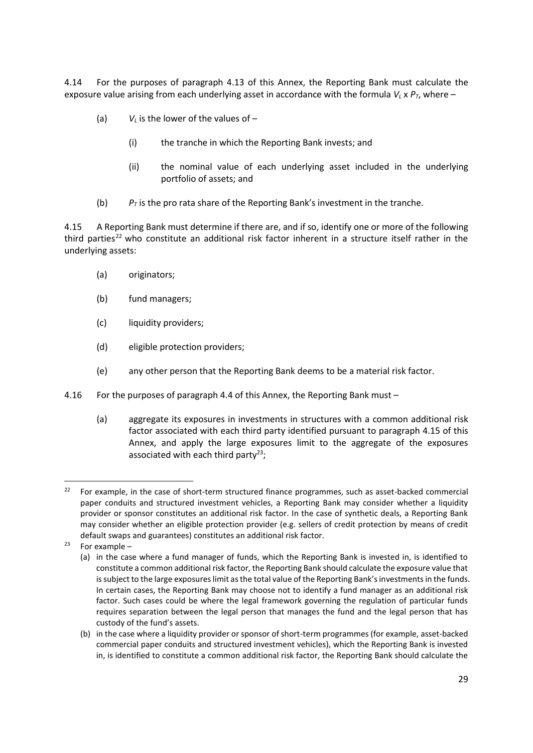4.14 For the purposes of paragraph 4.13 of this Annex, the Reporting Bank must calculate the exposure value arising from each underlying asset in accordance with the formula $V_L$ x $P_T$, where –

(a) $V_L$ is the lower of the values of –

  (i) the tranche in which the Reporting Bank invests; and

  (ii) the nominal value of each underlying asset included in the underlying portfolio of assets; and

(b) $P_T$ is the pro rata share of the Reporting Bank's investment in the tranche.

4.15 A Reporting Bank must determine if there are, and if so, identify one or more of the following third parties[22] who constitute an additional risk factor inherent in a structure itself rather in the underlying assets:

(a) originators;

(b) fund managers;

(c) liquidity providers;

(d) eligible protection providers;

(e) any other person that the Reporting Bank deems to be a material risk factor.

4.16 For the purposes of paragraph 4.4 of this Annex, the Reporting Bank must –

(a) aggregate its exposures in investments in structures with a common additional risk factor associated with each third party identified pursuant to paragraph 4.15 of this Annex, and apply the large exposures limit to the aggregate of the exposures associated with each third party[23];

---

[22] For example, in the case of short-term structured finance programmes, such as asset-backed commercial paper conduits and structured investment vehicles, a Reporting Bank may consider whether a liquidity provider or sponsor constitutes an additional risk factor. In the case of synthetic deals, a Reporting Bank may consider whether an eligible protection provider (e.g. sellers of credit protection by means of credit default swaps and guarantees) constitutes an additional risk factor.

[23] For example –

(a) in the case where a fund manager of funds, which the Reporting Bank is invested in, is identified to constitute a common additional risk factor, the Reporting Bank should calculate the exposure value that is subject to the large exposures limit as the total value of the Reporting Bank's investments in the funds. In certain cases, the Reporting Bank may choose not to identify a fund manager as an additional risk factor. Such cases could be where the legal framework governing the regulation of particular funds requires separation between the legal person that manages the fund and the legal person that has custody of the fund's assets.

(b) in the case where a liquidity provider or sponsor of short-term programmes (for example, asset-backed commercial paper conduits and structured investment vehicles), which the Reporting Bank is invested in, is identified to constitute a common additional risk factor, the Reporting Bank should calculate the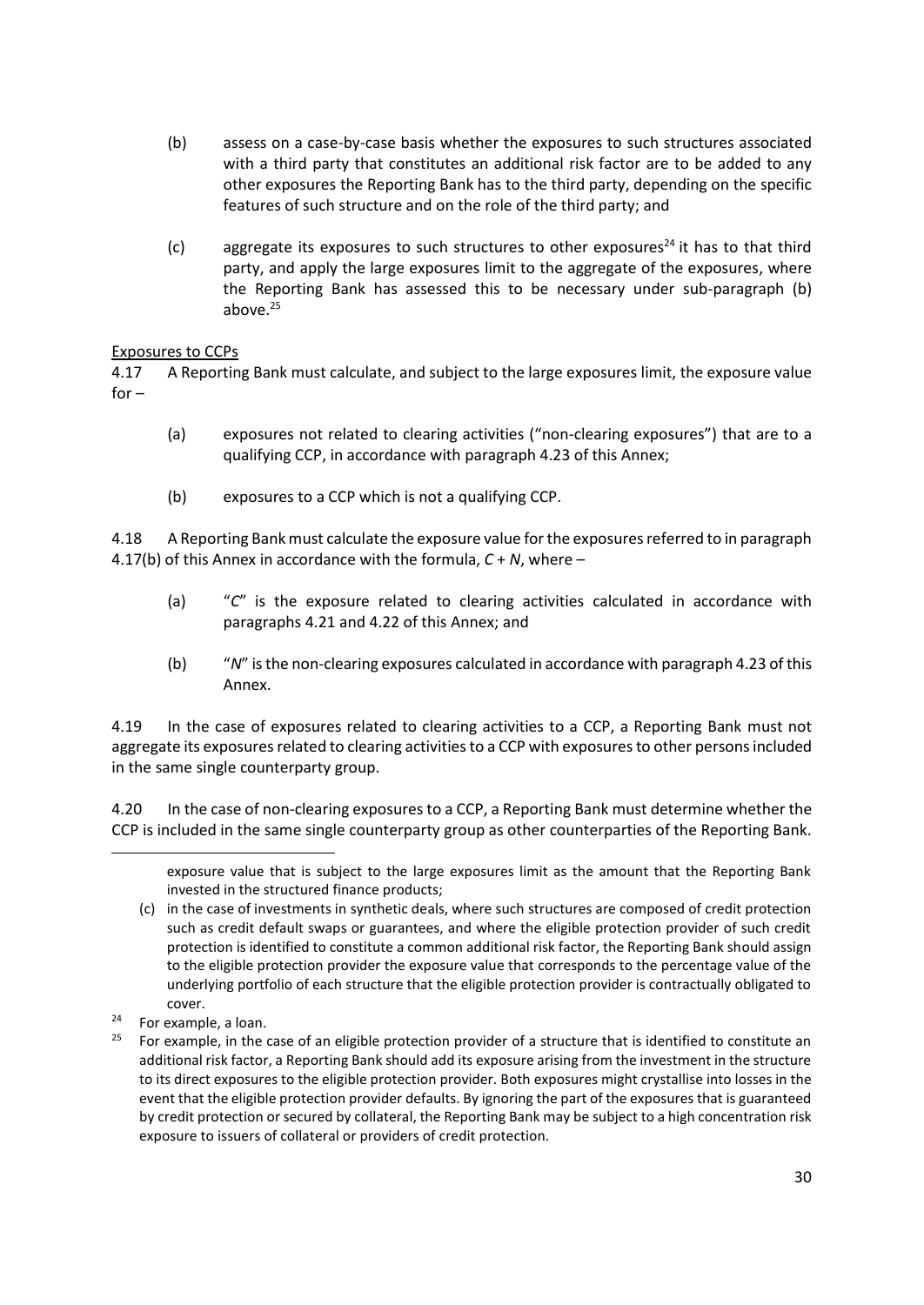(b) assess on a case-by-case basis whether the exposures to such structures associated with a third party that constitutes an additional risk factor are to be added to any other exposures the Reporting Bank has to the third party, depending on the specific features of such structure and on the role of the third party; and

(c) aggregate its exposures to such structures to other exposures[24] it has to that third party, and apply the large exposures limit to the aggregate of the exposures, where the Reporting Bank has assessed this to be necessary under sub-paragraph (b) above.[25]

Exposures to CCPs

4.17 A Reporting Bank must calculate, and subject to the large exposures limit, the exposure value for –

(a) exposures not related to clearing activities ("non-clearing exposures") that are to a qualifying CCP, in accordance with paragraph 4.23 of this Annex;

(b) exposures to a CCP which is not a qualifying CCP.

4.18 A Reporting Bank must calculate the exposure value for the exposures referred to in paragraph 4.17(b) of this Annex in accordance with the formula, $C + N$, where –

(a) "$C$" is the exposure related to clearing activities calculated in accordance with paragraphs 4.21 and 4.22 of this Annex; and

(b) "$N$" is the non-clearing exposures calculated in accordance with paragraph 4.23 of this Annex.

4.19 In the case of exposures related to clearing activities to a CCP, a Reporting Bank must not aggregate its exposures related to clearing activities to a CCP with exposures to other persons included in the same single counterparty group.

4.20 In the case of non-clearing exposures to a CCP, a Reporting Bank must determine whether the CCP is included in the same single counterparty group as other counterparties of the Reporting Bank.

---

exposure value that is subject to the large exposures limit as the amount that the Reporting Bank invested in the structured finance products;

(c) in the case of investments in synthetic deals, where such structures are composed of credit protection such as credit default swaps or guarantees, and where the eligible protection provider of such credit protection is identified to constitute a common additional risk factor, the Reporting Bank should assign to the eligible protection provider the exposure value that corresponds to the percentage value of the underlying portfolio of each structure that the eligible protection provider is contractually obligated to cover.

[24] For example, a loan.

[25] For example, in the case of an eligible protection provider of a structure that is identified to constitute an additional risk factor, a Reporting Bank should add its exposure arising from the investment in the structure to its direct exposures to the eligible protection provider. Both exposures might crystallise into losses in the event that the eligible protection provider defaults. By ignoring the part of the exposures that is guaranteed by credit protection or secured by collateral, the Reporting Bank may be subject to a high concentration risk exposure to issuers of collateral or providers of credit protection.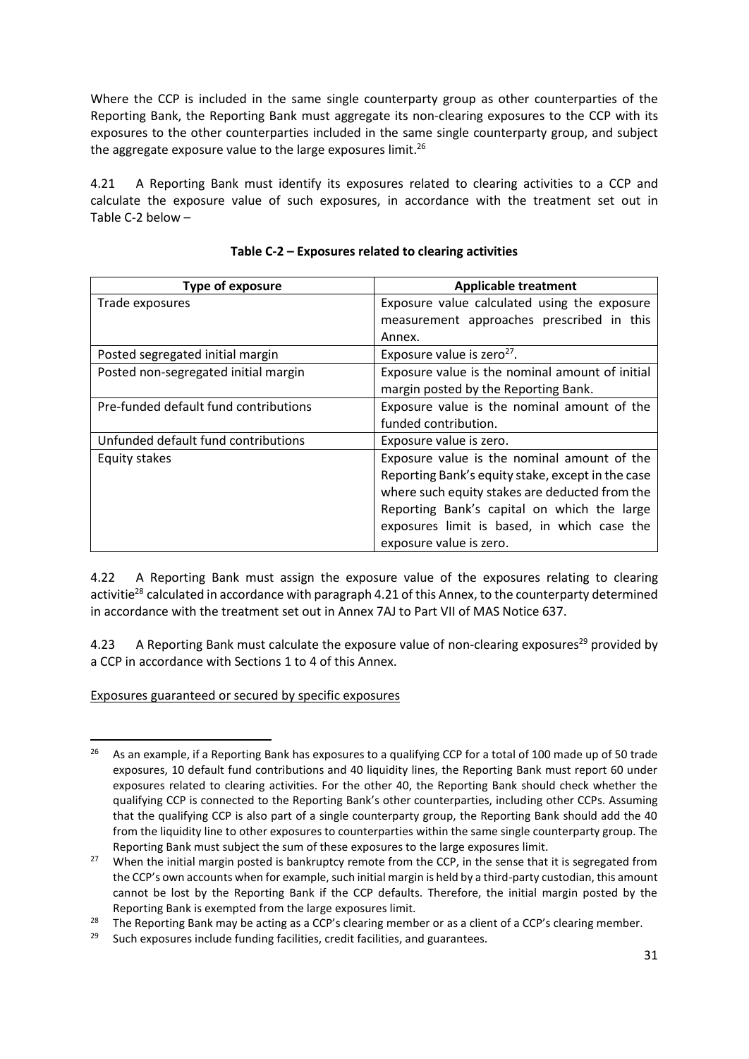Where the CCP is included in the same single counterparty group as other counterparties of the Reporting Bank, the Reporting Bank must aggregate its non-clearing exposures to the CCP with its exposures to the other counterparties included in the same single counterparty group, and subject the aggregate exposure value to the large exposures limit.[26]

4.21 A Reporting Bank must identify its exposures related to clearing activities to a CCP and calculate the exposure value of such exposures, in accordance with the treatment set out in Table C-2 below –

**Table C-2 – Exposures related to clearing activities**

| Type of exposure | Applicable treatment |
| --- | --- |
| Trade exposures | Exposure value calculated using the exposure measurement approaches prescribed in this Annex. |
| Posted segregated initial margin | Exposure value is zero[27]. |
| Posted non-segregated initial margin | Exposure value is the nominal amount of initial margin posted by the Reporting Bank. |
| Pre-funded default fund contributions | Exposure value is the nominal amount of the funded contribution. |
| Unfunded default fund contributions | Exposure value is zero. |
| Equity stakes | Exposure value is the nominal amount of the Reporting Bank's equity stake, except in the case where such equity stakes are deducted from the Reporting Bank's capital on which the large exposures limit is based, in which case the exposure value is zero. |

4.22 A Reporting Bank must assign the exposure value of the exposures relating to clearing activitie[28] calculated in accordance with paragraph 4.21 of this Annex, to the counterparty determined in accordance with the treatment set out in Annex 7AJ to Part VII of MAS Notice 637.

4.23 A Reporting Bank must calculate the exposure value of non-clearing exposures[29] provided by a CCP in accordance with Sections 1 to 4 of this Annex.

Exposures guaranteed or secured by specific exposures

---

[26] As an example, if a Reporting Bank has exposures to a qualifying CCP for a total of 100 made up of 50 trade exposures, 10 default fund contributions and 40 liquidity lines, the Reporting Bank must report 60 under exposures related to clearing activities. For the other 40, the Reporting Bank should check whether the qualifying CCP is connected to the Reporting Bank's other counterparties, including other CCPs. Assuming that the qualifying CCP is also part of a single counterparty group, the Reporting Bank should add the 40 from the liquidity line to other exposures to counterparties within the same single counterparty group. The Reporting Bank must subject the sum of these exposures to the large exposures limit.

[27] When the initial margin posted is bankruptcy remote from the CCP, in the sense that it is segregated from the CCP's own accounts when for example, such initial margin is held by a third-party custodian, this amount cannot be lost by the Reporting Bank if the CCP defaults. Therefore, the initial margin posted by the Reporting Bank is exempted from the large exposures limit.

[28] The Reporting Bank may be acting as a CCP's clearing member or as a client of a CCP's clearing member.

[29] Such exposures include funding facilities, credit facilities, and guarantees.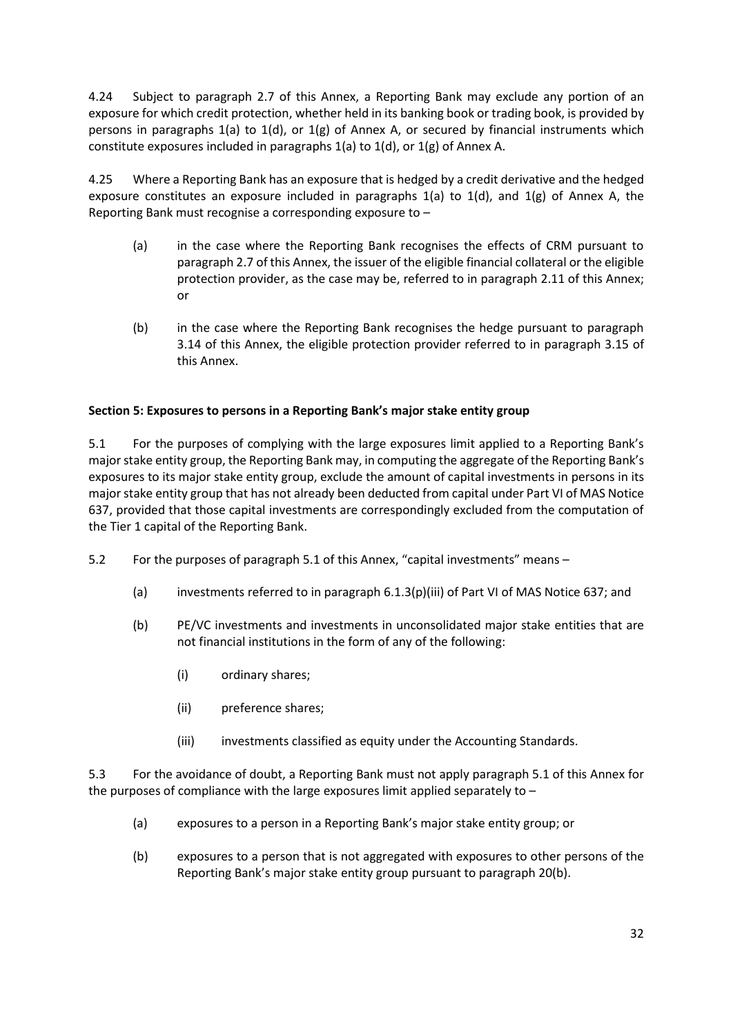4.24 Subject to paragraph 2.7 of this Annex, a Reporting Bank may exclude any portion of an exposure for which credit protection, whether held in its banking book or trading book, is provided by persons in paragraphs 1(a) to 1(d), or 1(g) of Annex A, or secured by financial instruments which constitute exposures included in paragraphs 1(a) to 1(d), or 1(g) of Annex A.

4.25 Where a Reporting Bank has an exposure that is hedged by a credit derivative and the hedged exposure constitutes an exposure included in paragraphs 1(a) to 1(d), and 1(g) of Annex A, the Reporting Bank must recognise a corresponding exposure to –

(a) in the case where the Reporting Bank recognises the effects of CRM pursuant to paragraph 2.7 of this Annex, the issuer of the eligible financial collateral or the eligible protection provider, as the case may be, referred to in paragraph 2.11 of this Annex; or

(b) in the case where the Reporting Bank recognises the hedge pursuant to paragraph 3.14 of this Annex, the eligible protection provider referred to in paragraph 3.15 of this Annex.

**Section 5: Exposures to persons in a Reporting Bank's major stake entity group**

5.1 For the purposes of complying with the large exposures limit applied to a Reporting Bank's major stake entity group, the Reporting Bank may, in computing the aggregate of the Reporting Bank's exposures to its major stake entity group, exclude the amount of capital investments in persons in its major stake entity group that has not already been deducted from capital under Part VI of MAS Notice 637, provided that those capital investments are correspondingly excluded from the computation of the Tier 1 capital of the Reporting Bank.

5.2 For the purposes of paragraph 5.1 of this Annex, "capital investments" means –

(a) investments referred to in paragraph 6.1.3(p)(iii) of Part VI of MAS Notice 637; and

(b) PE/VC investments and investments in unconsolidated major stake entities that are not financial institutions in the form of any of the following:

(i) ordinary shares;

(ii) preference shares;

(iii) investments classified as equity under the Accounting Standards.

5.3 For the avoidance of doubt, a Reporting Bank must not apply paragraph 5.1 of this Annex for the purposes of compliance with the large exposures limit applied separately to –

(a) exposures to a person in a Reporting Bank's major stake entity group; or

(b) exposures to a person that is not aggregated with exposures to other persons of the Reporting Bank's major stake entity group pursuant to paragraph 20(b).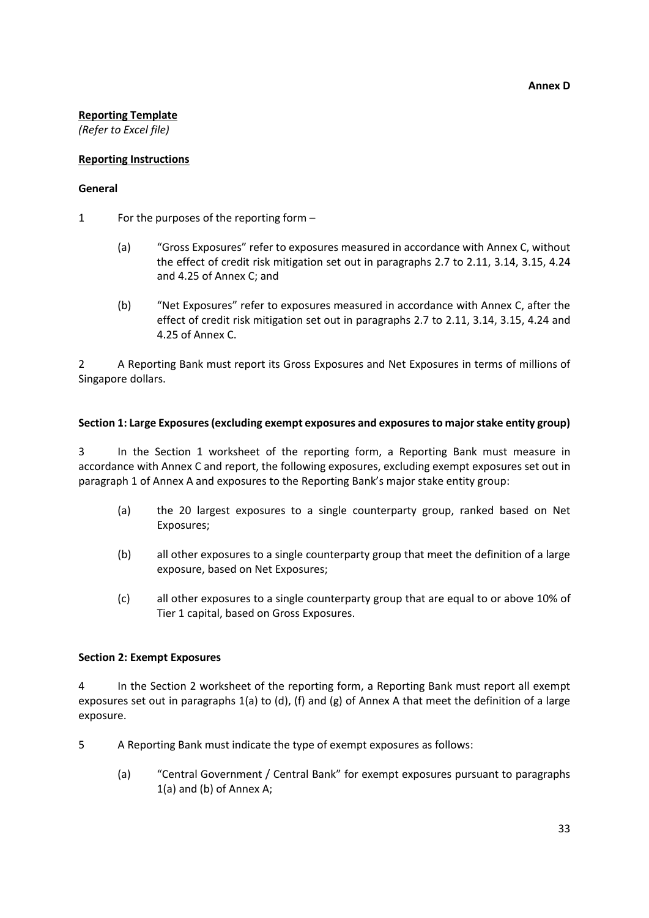**Annex D**

**Reporting Template**

*(Refer to Excel file)*

**Reporting Instructions**

**General**

1 For the purposes of the reporting form –

(a) "Gross Exposures" refer to exposures measured in accordance with Annex C, without the effect of credit risk mitigation set out in paragraphs 2.7 to 2.11, 3.14, 3.15, 4.24 and 4.25 of Annex C; and

(b) "Net Exposures" refer to exposures measured in accordance with Annex C, after the effect of credit risk mitigation set out in paragraphs 2.7 to 2.11, 3.14, 3.15, 4.24 and 4.25 of Annex C.

2 A Reporting Bank must report its Gross Exposures and Net Exposures in terms of millions of Singapore dollars.

**Section 1: Large Exposures (excluding exempt exposures and exposures to major stake entity group)**

3 In the Section 1 worksheet of the reporting form, a Reporting Bank must measure in accordance with Annex C and report, the following exposures, excluding exempt exposures set out in paragraph 1 of Annex A and exposures to the Reporting Bank's major stake entity group:

(a) the 20 largest exposures to a single counterparty group, ranked based on Net Exposures;

(b) all other exposures to a single counterparty group that meet the definition of a large exposure, based on Net Exposures;

(c) all other exposures to a single counterparty group that are equal to or above 10% of Tier 1 capital, based on Gross Exposures.

**Section 2: Exempt Exposures**

4 In the Section 2 worksheet of the reporting form, a Reporting Bank must report all exempt exposures set out in paragraphs 1(a) to (d), (f) and (g) of Annex A that meet the definition of a large exposure.

5 A Reporting Bank must indicate the type of exempt exposures as follows:

(a) "Central Government / Central Bank" for exempt exposures pursuant to paragraphs 1(a) and (b) of Annex A;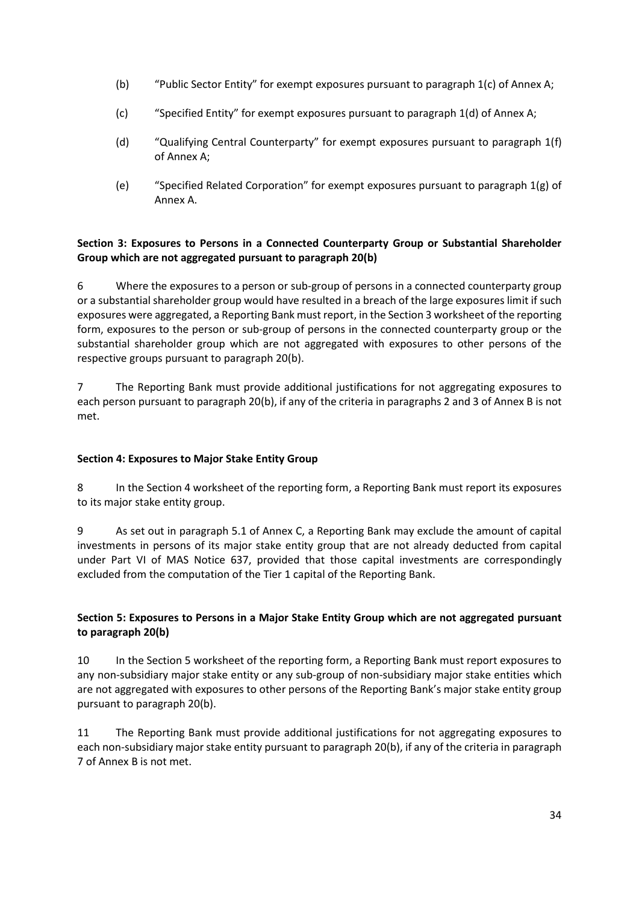(b) "Public Sector Entity" for exempt exposures pursuant to paragraph 1(c) of Annex A;

(c) "Specified Entity" for exempt exposures pursuant to paragraph 1(d) of Annex A;

(d) "Qualifying Central Counterparty" for exempt exposures pursuant to paragraph 1(f) of Annex A;

(e) "Specified Related Corporation" for exempt exposures pursuant to paragraph 1(g) of Annex A.

**Section 3: Exposures to Persons in a Connected Counterparty Group or Substantial Shareholder Group which are not aggregated pursuant to paragraph 20(b)**

6 Where the exposures to a person or sub-group of persons in a connected counterparty group or a substantial shareholder group would have resulted in a breach of the large exposures limit if such exposures were aggregated, a Reporting Bank must report, in the Section 3 worksheet of the reporting form, exposures to the person or sub-group of persons in the connected counterparty group or the substantial shareholder group which are not aggregated with exposures to other persons of the respective groups pursuant to paragraph 20(b).

7 The Reporting Bank must provide additional justifications for not aggregating exposures to each person pursuant to paragraph 20(b), if any of the criteria in paragraphs 2 and 3 of Annex B is not met.

**Section 4: Exposures to Major Stake Entity Group**

8 In the Section 4 worksheet of the reporting form, a Reporting Bank must report its exposures to its major stake entity group.

9 As set out in paragraph 5.1 of Annex C, a Reporting Bank may exclude the amount of capital investments in persons of its major stake entity group that are not already deducted from capital under Part VI of MAS Notice 637, provided that those capital investments are correspondingly excluded from the computation of the Tier 1 capital of the Reporting Bank.

**Section 5: Exposures to Persons in a Major Stake Entity Group which are not aggregated pursuant to paragraph 20(b)**

10 In the Section 5 worksheet of the reporting form, a Reporting Bank must report exposures to any non-subsidiary major stake entity or any sub-group of non-subsidiary major stake entities which are not aggregated with exposures to other persons of the Reporting Bank's major stake entity group pursuant to paragraph 20(b).

11 The Reporting Bank must provide additional justifications for not aggregating exposures to each non-subsidiary major stake entity pursuant to paragraph 20(b), if any of the criteria in paragraph 7 of Annex B is not met.